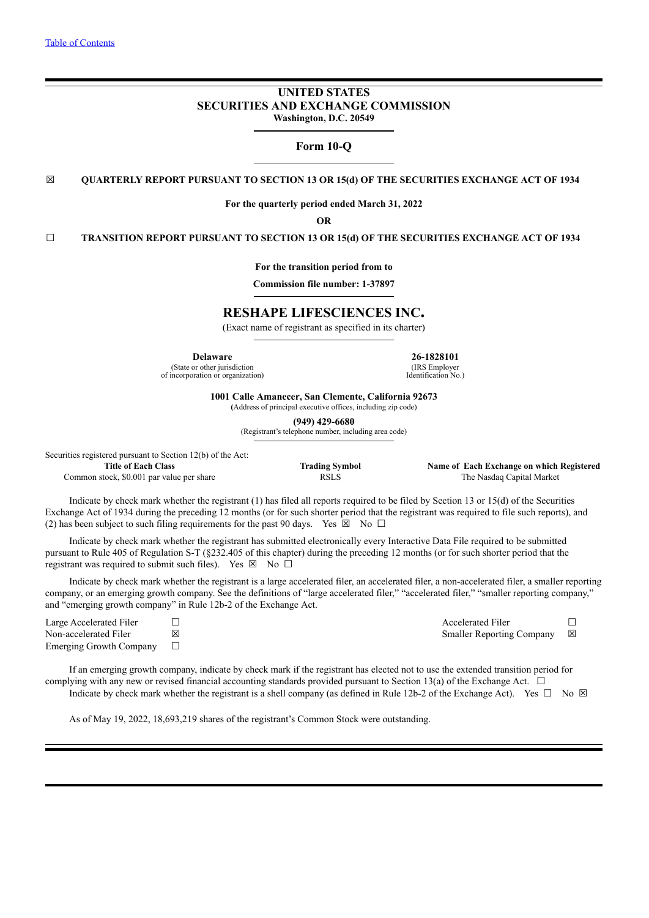[Table of Contents](#)

**UNITED STATES**
**SECURITIES AND EXCHANGE COMMISSION**
**Washington, D.C. 20549**

# Form 10-Q

☒ **QUARTERLY REPORT PURSUANT TO SECTION 13 OR 15(d) OF THE SECURITIES EXCHANGE ACT OF 1934**

**For the quarterly period ended March 31, 2022**

**OR**

☐ **TRANSITION REPORT PURSUANT TO SECTION 13 OR 15(d) OF THE SECURITIES EXCHANGE ACT OF 1934**

**For the transition period from to**

**Commission file number: 1-37897**

# RESHAPE LIFESCIENCES INC.

(Exact name of registrant as specified in its charter)

| **Delaware** | **26-1828101** |
|---|---|
| (State or other jurisdiction of incorporation or organization) | (IRS Employer Identification No.) |

**1001 Calle Amanecer, San Clemente, California 92673**
(Address of principal executive offices, including zip code)

**(949) 429-6680**
(Registrant's telephone number, including area code)

Securities registered pursuant to Section 12(b) of the Act:

| Title of Each Class | Trading Symbol | Name of Each Exchange on which Registered |
|---|---|---|
| Common stock, $0.001 par value per share | RSLS | The Nasdaq Capital Market |

Indicate by check mark whether the registrant (1) has filed all reports required to be filed by Section 13 or 15(d) of the Securities Exchange Act of 1934 during the preceding 12 months (or for such shorter period that the registrant was required to file such reports), and (2) has been subject to such filing requirements for the past 90 days. Yes ☒ No ☐

Indicate by check mark whether the registrant has submitted electronically every Interactive Data File required to be submitted pursuant to Rule 405 of Regulation S-T (§232.405 of this chapter) during the preceding 12 months (or for such shorter period that the registrant was required to submit such files). Yes ☒ No ☐

Indicate by check mark whether the registrant is a large accelerated filer, an accelerated filer, a non-accelerated filer, a smaller reporting company, or an emerging growth company. See the definitions of "large accelerated filer," "accelerated filer," "smaller reporting company," and "emerging growth company" in Rule 12b-2 of the Exchange Act.

| | | | |
|---|---|---|---|
| Large Accelerated Filer | ☐ | Accelerated Filer | ☐ |
| Non-accelerated Filer | ☒ | Smaller Reporting Company | ☒ |
| Emerging Growth Company | ☐ | | |

If an emerging growth company, indicate by check mark if the registrant has elected not to use the extended transition period for complying with any new or revised financial accounting standards provided pursuant to Section 13(a) of the Exchange Act. ☐

Indicate by check mark whether the registrant is a shell company (as defined in Rule 12b-2 of the Exchange Act). Yes ☐ No ☒

As of May 19, 2022, 18,693,219 shares of the registrant's Common Stock were outstanding.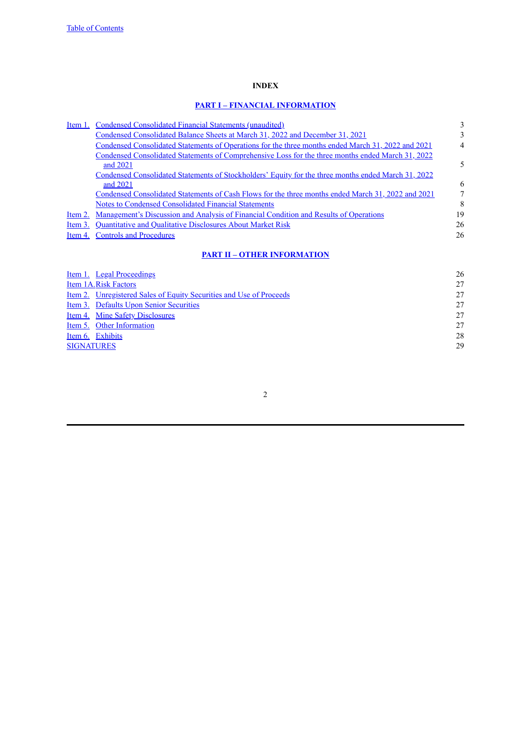[Table of Contents](#)

**INDEX**

**PART I – FINANCIAL INFORMATION**

| | | |
|---|---|---|
| Item 1. | Condensed Consolidated Financial Statements (unaudited) | 3 |
| | Condensed Consolidated Balance Sheets at March 31, 2022 and December 31, 2021 | 3 |
| | Condensed Consolidated Statements of Operations for the three months ended March 31, 2022 and 2021 | 4 |
| | Condensed Consolidated Statements of Comprehensive Loss for the three months ended March 31, 2022 and 2021 | 5 |
| | Condensed Consolidated Statements of Stockholders' Equity for the three months ended March 31, 2022 and 2021 | 6 |
| | Condensed Consolidated Statements of Cash Flows for the three months ended March 31, 2022 and 2021 | 7 |
| | Notes to Condensed Consolidated Financial Statements | 8 |
| Item 2. | Management's Discussion and Analysis of Financial Condition and Results of Operations | 19 |
| Item 3. | Quantitative and Qualitative Disclosures About Market Risk | 26 |
| Item 4. | Controls and Procedures | 26 |

**PART II – OTHER INFORMATION**

| | | |
|---|---|---|
| Item 1. | Legal Proceedings | 26 |
| Item 1A. | Risk Factors | 27 |
| Item 2. | Unregistered Sales of Equity Securities and Use of Proceeds | 27 |
| Item 3. | Defaults Upon Senior Securities | 27 |
| Item 4. | Mine Safety Disclosures | 27 |
| Item 5. | Other Information | 27 |
| Item 6. | Exhibits | 28 |
| SIGNATURES | | 29 |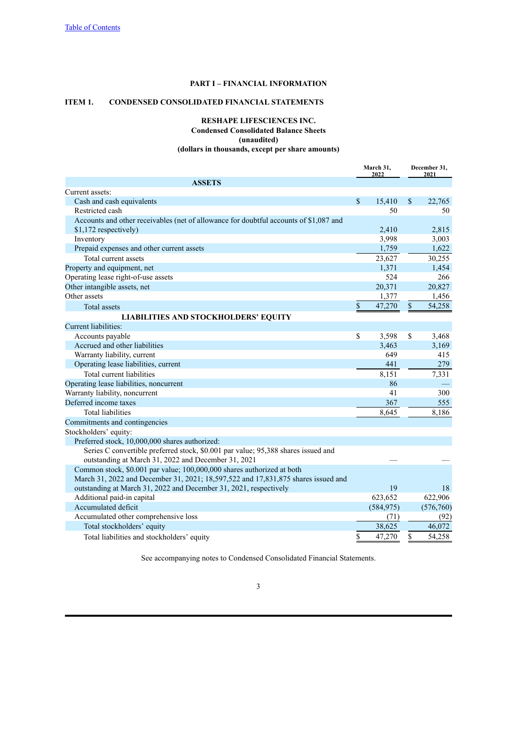Table of Contents

## PART I – FINANCIAL INFORMATION

## ITEM 1. CONDENSED CONSOLIDATED FINANCIAL STATEMENTS

### RESHAPE LIFESCIENCES INC.
### Condensed Consolidated Balance Sheets
### (unaudited)
### (dollars in thousands, except per share amounts)

| | March 31, 2022 | December 31, 2021 |
|---|---|---|
| **ASSETS** | | |
| Current assets: | | |
| Cash and cash equivalents | $ 15,410 | $ 22,765 |
| Restricted cash | 50 | 50 |
| Accounts and other receivables (net of allowance for doubtful accounts of $1,087 and $1,172 respectively) | 2,410 | 2,815 |
| Inventory | 3,998 | 3,003 |
| Prepaid expenses and other current assets | 1,759 | 1,622 |
| Total current assets | 23,627 | 30,255 |
| Property and equipment, net | 1,371 | 1,454 |
| Operating lease right-of-use assets | 524 | 266 |
| Other intangible assets, net | 20,371 | 20,827 |
| Other assets | 1,377 | 1,456 |
| Total assets | $ 47,270 | $ 54,258 |
| **LIABILITIES AND STOCKHOLDERS' EQUITY** | | |
| Current liabilities: | | |
| Accounts payable | $ 3,598 | $ 3,468 |
| Accrued and other liabilities | 3,463 | 3,169 |
| Warranty liability, current | 649 | 415 |
| Operating lease liabilities, current | 441 | 279 |
| Total current liabilities | 8,151 | 7,331 |
| Operating lease liabilities, noncurrent | 86 | — |
| Warranty liability, noncurrent | 41 | 300 |
| Deferred income taxes | 367 | 555 |
| Total liabilities | 8,645 | 8,186 |
| Commitments and contingencies | | |
| Stockholders' equity: | | |
| Preferred stock, 10,000,000 shares authorized: | | |
| Series C convertible preferred stock, $0.001 par value; 95,388 shares issued and outstanding at March 31, 2022 and December 31, 2021 | — | — |
| Common stock, $0.001 par value; 100,000,000 shares authorized at both March 31, 2022 and December 31, 2021; 18,597,522 and 17,831,875 shares issued and outstanding at March 31, 2022 and December 31, 2021, respectively | 19 | 18 |
| Additional paid-in capital | 623,652 | 622,906 |
| Accumulated deficit | (584,975) | (576,760) |
| Accumulated other comprehensive loss | (71) | (92) |
| Total stockholders' equity | 38,625 | 46,072 |
| Total liabilities and stockholders' equity | $ 47,270 | $ 54,258 |

See accompanying notes to Condensed Consolidated Financial Statements.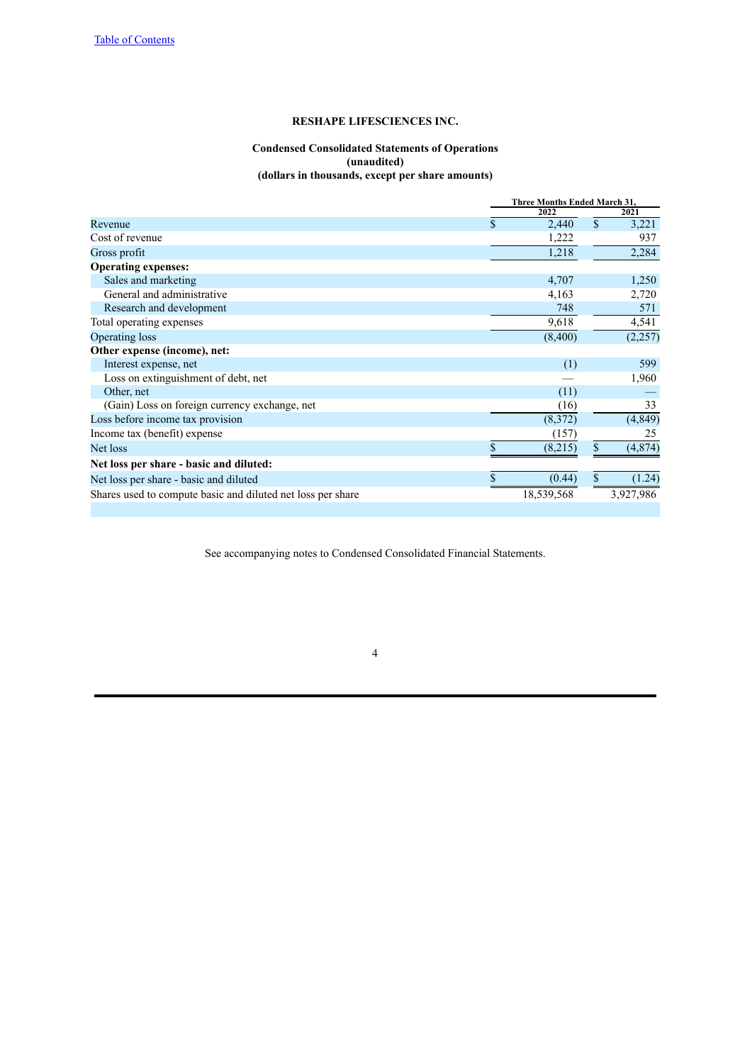**RESHAPE LIFESCIENCES INC.**

**Condensed Consolidated Statements of Operations**
**(unaudited)**
**(dollars in thousands, except per share amounts)**

| | Three Months Ended March 31, | |
|---|---|---|
| | 2022 | 2021 |
| Revenue | $ 2,440 | $ 3,221 |
| Cost of revenue | 1,222 | 937 |
| Gross profit | 1,218 | 2,284 |
| **Operating expenses:** | | |
| Sales and marketing | 4,707 | 1,250 |
| General and administrative | 4,163 | 2,720 |
| Research and development | 748 | 571 |
| Total operating expenses | 9,618 | 4,541 |
| Operating loss | (8,400) | (2,257) |
| **Other expense (income), net:** | | |
| Interest expense, net | (1) | 599 |
| Loss on extinguishment of debt, net | — | 1,960 |
| Other, net | (11) | — |
| (Gain) Loss on foreign currency exchange, net | (16) | 33 |
| Loss before income tax provision | (8,372) | (4,849) |
| Income tax (benefit) expense | (157) | 25 |
| Net loss | $ (8,215) | $ (4,874) |
| **Net loss per share - basic and diluted:** | | |
| Net loss per share - basic and diluted | $ (0.44) | $ (1.24) |
| Shares used to compute basic and diluted net loss per share | 18,539,568 | 3,927,986 |

See accompanying notes to Condensed Consolidated Financial Statements.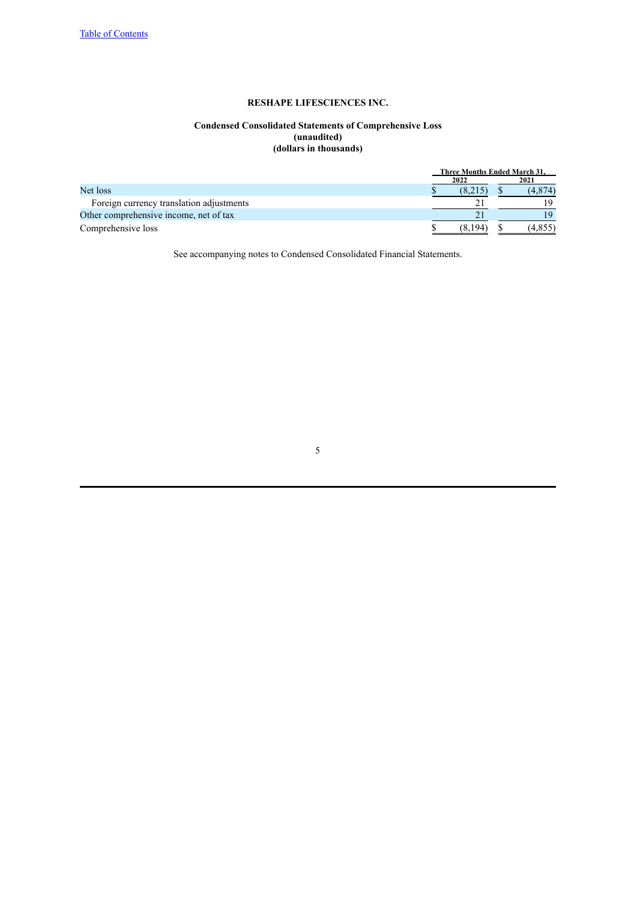Table of Contents

**RESHAPE LIFESCIENCES INC.**

**Condensed Consolidated Statements of Comprehensive Loss**
**(unaudited)**
**(dollars in thousands)**

| | Three Months Ended March 31, | |
|---|---|---|
| | 2022 | 2021 |
| Net loss | $ (8,215) | $ (4,874) |
| Foreign currency translation adjustments | 21 | 19 |
| Other comprehensive income, net of tax | 21 | 19 |
| Comprehensive loss | $ (8,194) | $ (4,855) |

See accompanying notes to Condensed Consolidated Financial Statements.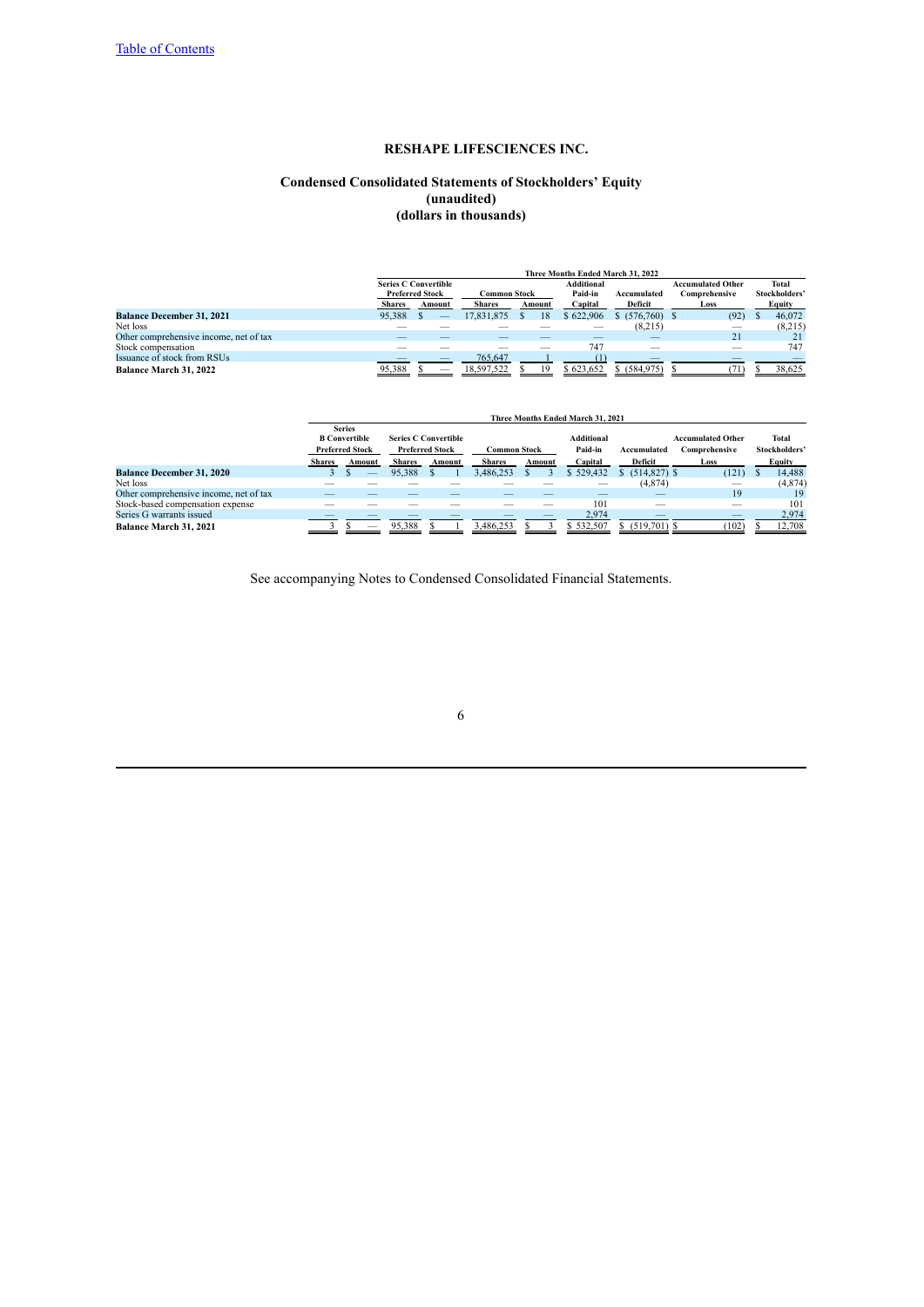[Table of Contents](#)

**RESHAPE LIFESCIENCES INC.**

**Condensed Consolidated Statements of Stockholders' Equity**
**(unaudited)**
**(dollars in thousands)**

| | Three Months Ended March 31, 2022 | | | | | | | | |
|---|---|---|---|---|---|---|---|---|---|
| | Series C Convertible Preferred Stock | | Common Stock | | Additional Paid-in | Accumulated | Accumulated Other Comprehensive | Total Stockholders' |
| | Shares | Amount | Shares | Amount | Capital | Deficit | Loss | Equity |
| **Balance December 31, 2021** | 95,388 | $ — | 17,831,875 | $ 18 | $ 622,906 | $ (576,760) | $ (92) | $ 46,072 |
| Net loss | — | — | — | — | — | (8,215) | — | (8,215) |
| Other comprehensive income, net of tax | — | — | — | — | — | — | 21 | 21 |
| Stock compensation | — | — | — | — | 747 | — | — | 747 |
| Issuance of stock from RSUs | — | — | 765,647 | 1 | (1) | — | — | — |
| **Balance March 31, 2022** | 95,388 | $ — | 18,597,522 | $ 19 | $ 623,652 | $ (584,975) | $ (71) | $ 38,625 |

| | Three Months Ended March 31, 2021 | | | | | | | | | | |
|---|---|---|---|---|---|---|---|---|---|---|---|
| | Series B Convertible Preferred Stock | | Series C Convertible Preferred Stock | | Common Stock | | Additional Paid-in | Accumulated | Accumulated Other Comprehensive | Total Stockholders' |
| | Shares | Amount | Shares | Amount | Shares | Amount | Capital | Deficit | Loss | Equity |
| **Balance December 31, 2020** | 3 | $ — | 95,388 | $ 1 | 3,486,253 | $ 3 | $ 529,432 | $ (514,827) | $ (121) | $ 14,488 |
| Net loss | — | — | — | — | — | — | — | (4,874) | — | (4,874) |
| Other comprehensive income, net of tax | — | — | — | — | — | — | — | — | 19 | 19 |
| Stock-based compensation expense | — | — | — | — | — | — | 101 | — | — | 101 |
| Series G warrants issued | — | — | — | — | — | — | 2,974 | — | — | 2,974 |
| **Balance March 31, 2021** | 3 | $ — | 95,388 | $ 1 | 3,486,253 | $ 3 | $ 532,507 | $ (519,701) | $ (102) | $ 12,708 |

See accompanying Notes to Condensed Consolidated Financial Statements.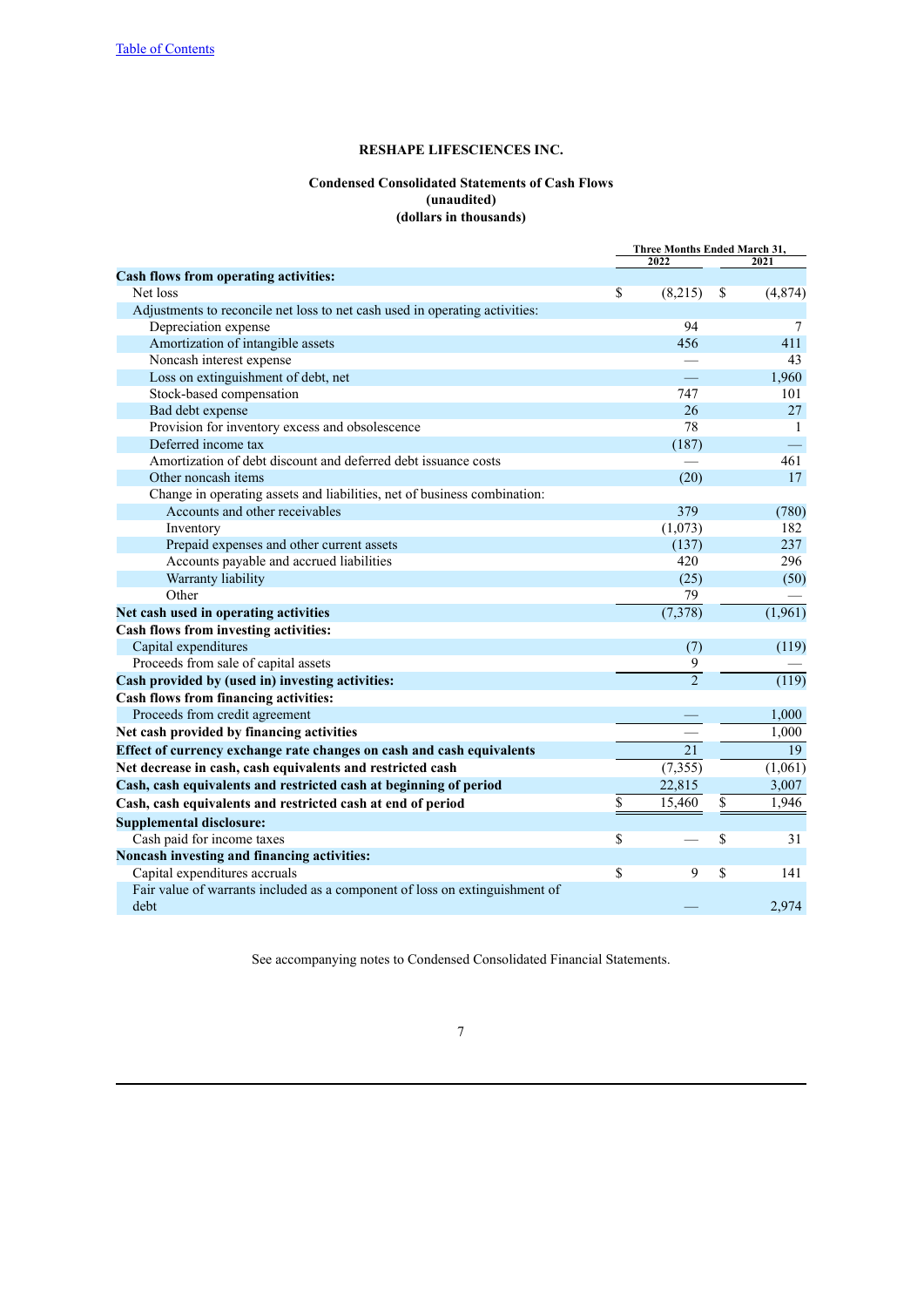**RESHAPE LIFESCIENCES INC.**

**Condensed Consolidated Statements of Cash Flows**
**(unaudited)**
**(dollars in thousands)**

| | Three Months Ended March 31, | |
|---|---|---|
| | 2022 | 2021 |
| **Cash flows from operating activities:** | | |
| Net loss | $ (8,215) | $ (4,874) |
| Adjustments to reconcile net loss to net cash used in operating activities: | | |
| Depreciation expense | 94 | 7 |
| Amortization of intangible assets | 456 | 411 |
| Noncash interest expense | — | 43 |
| Loss on extinguishment of debt, net | — | 1,960 |
| Stock-based compensation | 747 | 101 |
| Bad debt expense | 26 | 27 |
| Provision for inventory excess and obsolescence | 78 | 1 |
| Deferred income tax | (187) | — |
| Amortization of debt discount and deferred debt issuance costs | — | 461 |
| Other noncash items | (20) | 17 |
| Change in operating assets and liabilities, net of business combination: | | |
| Accounts and other receivables | 379 | (780) |
| Inventory | (1,073) | 182 |
| Prepaid expenses and other current assets | (137) | 237 |
| Accounts payable and accrued liabilities | 420 | 296 |
| Warranty liability | (25) | (50) |
| Other | 79 | — |
| **Net cash used in operating activities** | (7,378) | (1,961) |
| **Cash flows from investing activities:** | | |
| Capital expenditures | (7) | (119) |
| Proceeds from sale of capital assets | 9 | — |
| **Cash provided by (used in) investing activities:** | 2 | (119) |
| **Cash flows from financing activities:** | | |
| Proceeds from credit agreement | — | 1,000 |
| **Net cash provided by financing activities** | — | 1,000 |
| **Effect of currency exchange rate changes on cash and cash equivalents** | 21 | 19 |
| **Net decrease in cash, cash equivalents and restricted cash** | (7,355) | (1,061) |
| **Cash, cash equivalents and restricted cash at beginning of period** | 22,815 | 3,007 |
| **Cash, cash equivalents and restricted cash at end of period** | $ 15,460 | $ 1,946 |
| **Supplemental disclosure:** | | |
| Cash paid for income taxes | $ — | $ 31 |
| **Noncash investing and financing activities:** | | |
| Capital expenditures accruals | $ 9 | $ 141 |
| Fair value of warrants included as a component of loss on extinguishment of debt | — | 2,974 |

See accompanying notes to Condensed Consolidated Financial Statements.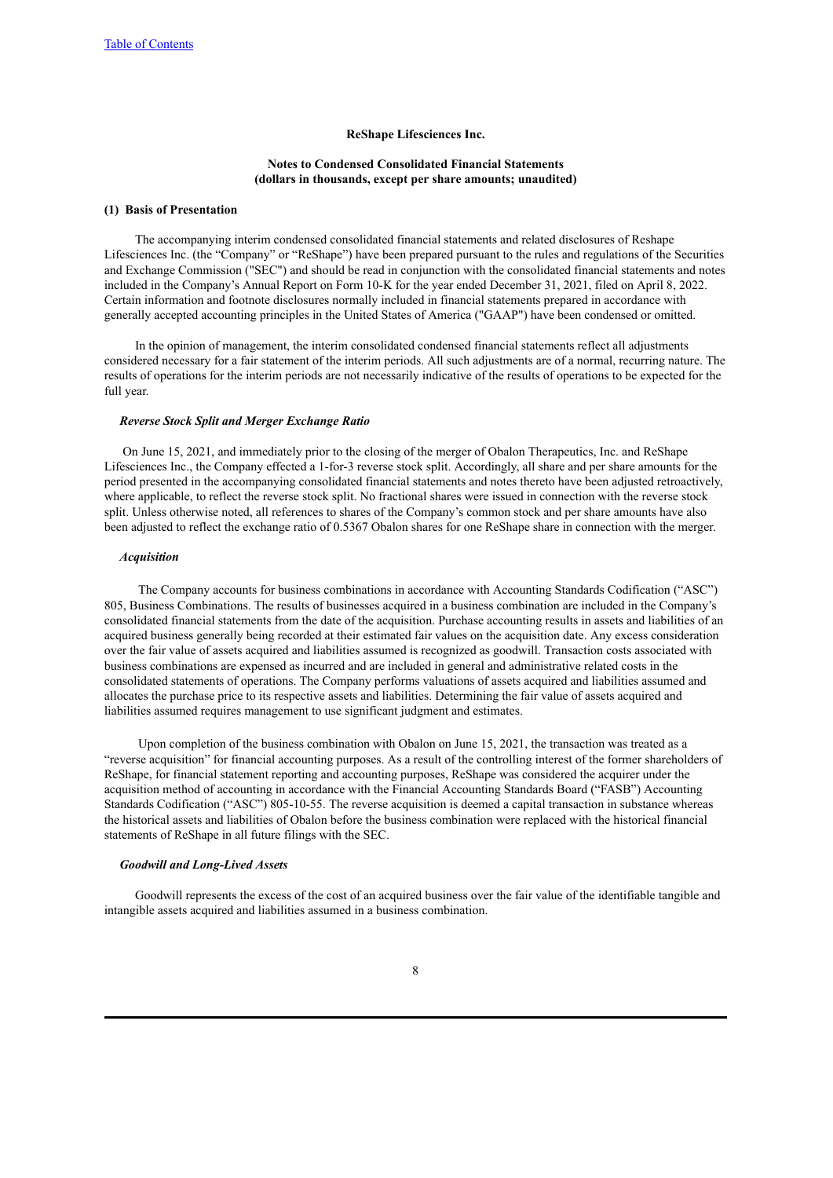**ReShape Lifesciences Inc.**

**Notes to Condensed Consolidated Financial Statements**
**(dollars in thousands, except per share amounts; unaudited)**

**(1) Basis of Presentation**

The accompanying interim condensed consolidated financial statements and related disclosures of Reshape Lifesciences Inc. (the "Company" or "ReShape") have been prepared pursuant to the rules and regulations of the Securities and Exchange Commission ("SEC") and should be read in conjunction with the consolidated financial statements and notes included in the Company's Annual Report on Form 10-K for the year ended December 31, 2021, filed on April 8, 2022. Certain information and footnote disclosures normally included in financial statements prepared in accordance with generally accepted accounting principles in the United States of America ("GAAP") have been condensed or omitted.

In the opinion of management, the interim consolidated condensed financial statements reflect all adjustments considered necessary for a fair statement of the interim periods. All such adjustments are of a normal, recurring nature. The results of operations for the interim periods are not necessarily indicative of the results of operations to be expected for the full year.

***Reverse Stock Split and Merger Exchange Ratio***

On June 15, 2021, and immediately prior to the closing of the merger of Obalon Therapeutics, Inc. and ReShape Lifesciences Inc., the Company effected a 1-for-3 reverse stock split. Accordingly, all share and per share amounts for the period presented in the accompanying consolidated financial statements and notes thereto have been adjusted retroactively, where applicable, to reflect the reverse stock split. No fractional shares were issued in connection with the reverse stock split. Unless otherwise noted, all references to shares of the Company's common stock and per share amounts have also been adjusted to reflect the exchange ratio of 0.5367 Obalon shares for one ReShape share in connection with the merger.

***Acquisition***

The Company accounts for business combinations in accordance with Accounting Standards Codification ("ASC") 805, Business Combinations. The results of businesses acquired in a business combination are included in the Company's consolidated financial statements from the date of the acquisition. Purchase accounting results in assets and liabilities of an acquired business generally being recorded at their estimated fair values on the acquisition date. Any excess consideration over the fair value of assets acquired and liabilities assumed is recognized as goodwill. Transaction costs associated with business combinations are expensed as incurred and are included in general and administrative related costs in the consolidated statements of operations. The Company performs valuations of assets acquired and liabilities assumed and allocates the purchase price to its respective assets and liabilities. Determining the fair value of assets acquired and liabilities assumed requires management to use significant judgment and estimates.

Upon completion of the business combination with Obalon on June 15, 2021, the transaction was treated as a "reverse acquisition" for financial accounting purposes. As a result of the controlling interest of the former shareholders of ReShape, for financial statement reporting and accounting purposes, ReShape was considered the acquirer under the acquisition method of accounting in accordance with the Financial Accounting Standards Board ("FASB") Accounting Standards Codification ("ASC") 805-10-55. The reverse acquisition is deemed a capital transaction in substance whereas the historical assets and liabilities of Obalon before the business combination were replaced with the historical financial statements of ReShape in all future filings with the SEC.

***Goodwill and Long-Lived Assets***

Goodwill represents the excess of the cost of an acquired business over the fair value of the identifiable tangible and intangible assets acquired and liabilities assumed in a business combination.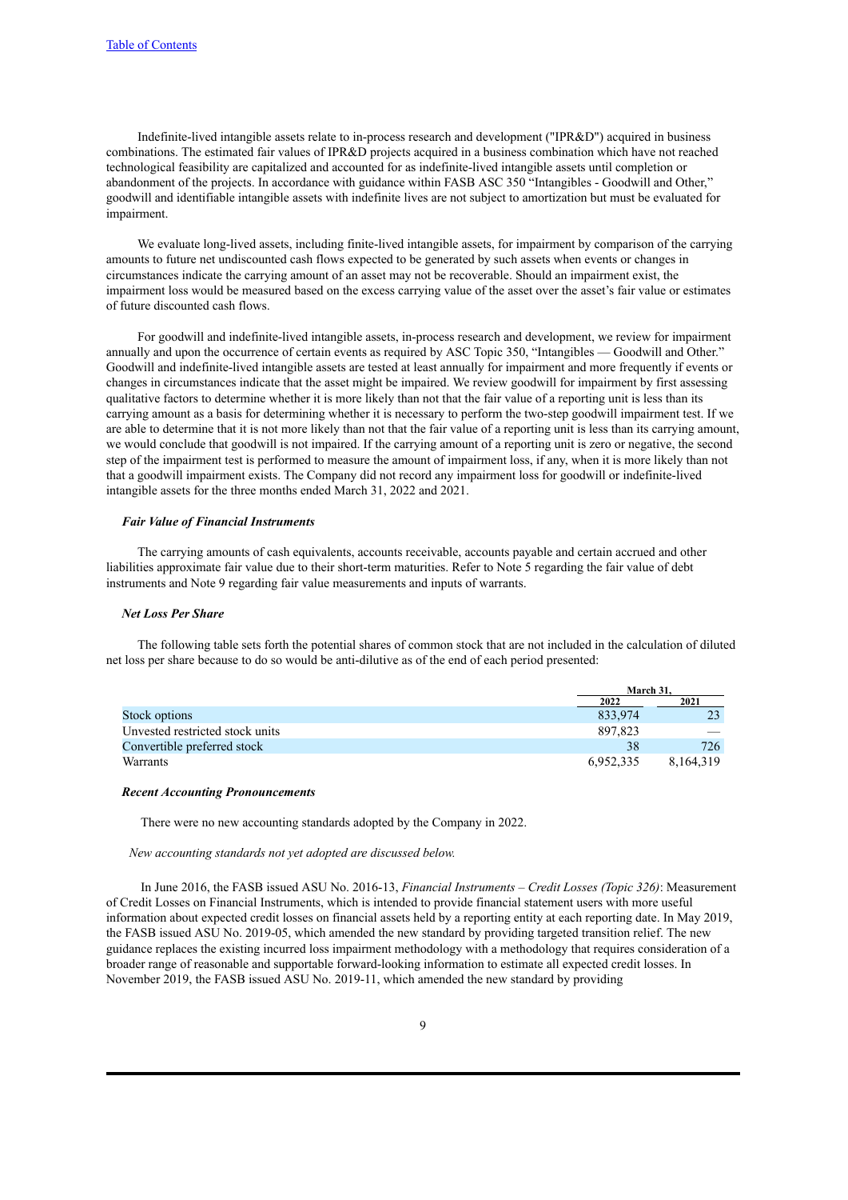Indefinite-lived intangible assets relate to in-process research and development ("IPR&D") acquired in business combinations. The estimated fair values of IPR&D projects acquired in a business combination which have not reached technological feasibility are capitalized and accounted for as indefinite-lived intangible assets until completion or abandonment of the projects. In accordance with guidance within FASB ASC 350 "Intangibles - Goodwill and Other," goodwill and identifiable intangible assets with indefinite lives are not subject to amortization but must be evaluated for impairment.

We evaluate long-lived assets, including finite-lived intangible assets, for impairment by comparison of the carrying amounts to future net undiscounted cash flows expected to be generated by such assets when events or changes in circumstances indicate the carrying amount of an asset may not be recoverable. Should an impairment exist, the impairment loss would be measured based on the excess carrying value of the asset over the asset's fair value or estimates of future discounted cash flows.

For goodwill and indefinite-lived intangible assets, in-process research and development, we review for impairment annually and upon the occurrence of certain events as required by ASC Topic 350, "Intangibles — Goodwill and Other." Goodwill and indefinite-lived intangible assets are tested at least annually for impairment and more frequently if events or changes in circumstances indicate that the asset might be impaired. We review goodwill for impairment by first assessing qualitative factors to determine whether it is more likely than not that the fair value of a reporting unit is less than its carrying amount as a basis for determining whether it is necessary to perform the two-step goodwill impairment test. If we are able to determine that it is not more likely than not that the fair value of a reporting unit is less than its carrying amount, we would conclude that goodwill is not impaired. If the carrying amount of a reporting unit is zero or negative, the second step of the impairment test is performed to measure the amount of impairment loss, if any, when it is more likely than not that a goodwill impairment exists. The Company did not record any impairment loss for goodwill or indefinite-lived intangible assets for the three months ended March 31, 2022 and 2021.

***Fair Value of Financial Instruments***

The carrying amounts of cash equivalents, accounts receivable, accounts payable and certain accrued and other liabilities approximate fair value due to their short-term maturities. Refer to Note 5 regarding the fair value of debt instruments and Note 9 regarding fair value measurements and inputs of warrants.

***Net Loss Per Share***

The following table sets forth the potential shares of common stock that are not included in the calculation of diluted net loss per share because to do so would be anti-dilutive as of the end of each period presented:

| | March 31, | |
|---|---|---|
| | 2022 | 2021 |
| Stock options | 833,974 | 23 |
| Unvested restricted stock units | 897,823 | — |
| Convertible preferred stock | 38 | 726 |
| Warrants | 6,952,335 | 8,164,319 |

***Recent Accounting Pronouncements***

There were no new accounting standards adopted by the Company in 2022.

*New accounting standards not yet adopted are discussed below.*

In June 2016, the FASB issued ASU No. 2016-13, *Financial Instruments – Credit Losses (Topic 326)*: Measurement of Credit Losses on Financial Instruments, which is intended to provide financial statement users with more useful information about expected credit losses on financial assets held by a reporting entity at each reporting date. In May 2019, the FASB issued ASU No. 2019-05, which amended the new standard by providing targeted transition relief. The new guidance replaces the existing incurred loss impairment methodology with a methodology that requires consideration of a broader range of reasonable and supportable forward-looking information to estimate all expected credit losses. In November 2019, the FASB issued ASU No. 2019-11, which amended the new standard by providing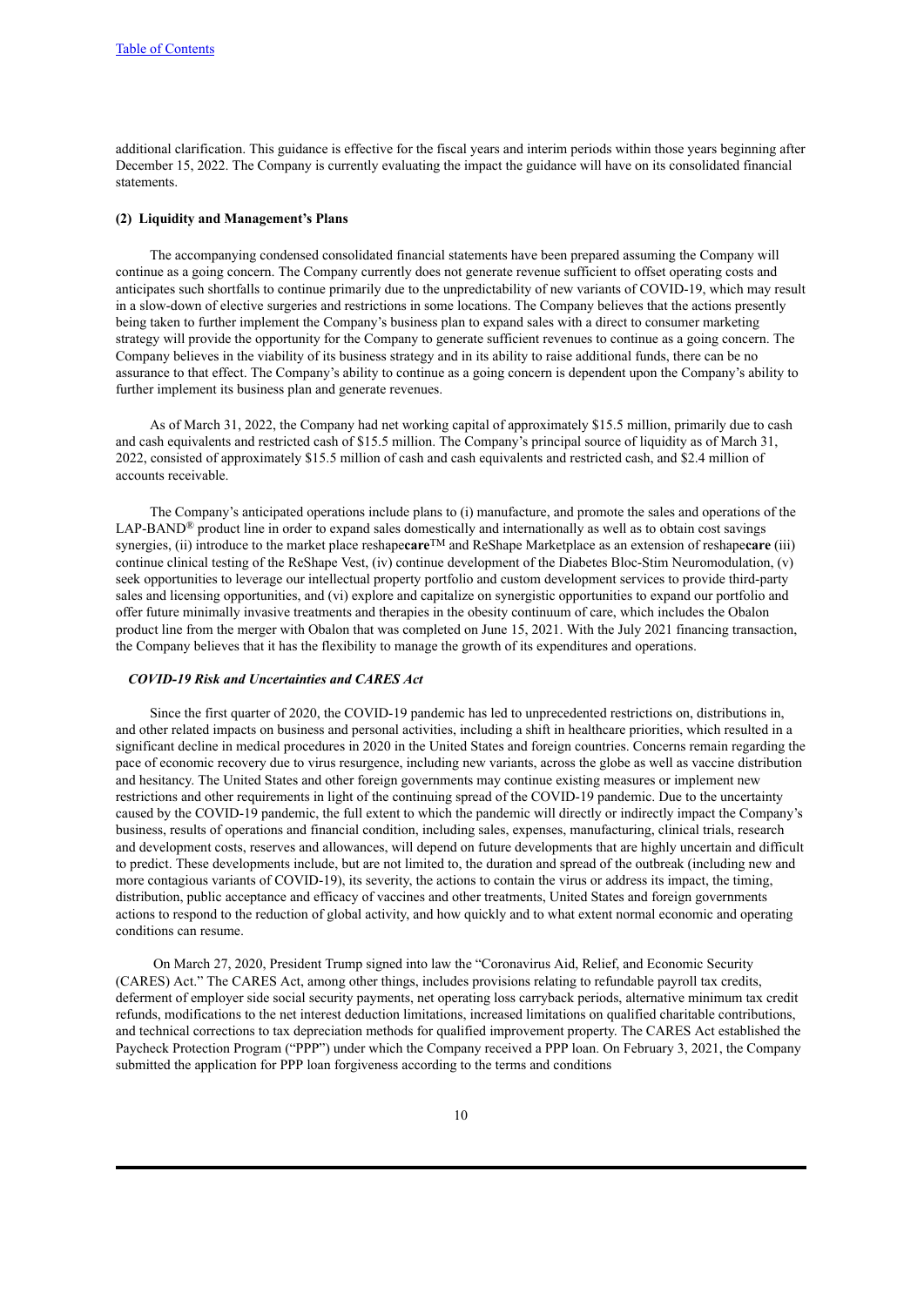additional clarification. This guidance is effective for the fiscal years and interim periods within those years beginning after December 15, 2022. The Company is currently evaluating the impact the guidance will have on its consolidated financial statements.

**(2) Liquidity and Management's Plans**

The accompanying condensed consolidated financial statements have been prepared assuming the Company will continue as a going concern. The Company currently does not generate revenue sufficient to offset operating costs and anticipates such shortfalls to continue primarily due to the unpredictability of new variants of COVID-19, which may result in a slow-down of elective surgeries and restrictions in some locations. The Company believes that the actions presently being taken to further implement the Company's business plan to expand sales with a direct to consumer marketing strategy will provide the opportunity for the Company to generate sufficient revenues to continue as a going concern. The Company believes in the viability of its business strategy and in its ability to raise additional funds, there can be no assurance to that effect. The Company's ability to continue as a going concern is dependent upon the Company's ability to further implement its business plan and generate revenues.

As of March 31, 2022, the Company had net working capital of approximately $15.5 million, primarily due to cash and cash equivalents and restricted cash of $15.5 million. The Company's principal source of liquidity as of March 31, 2022, consisted of approximately $15.5 million of cash and cash equivalents and restricted cash, and $2.4 million of accounts receivable.

The Company's anticipated operations include plans to (i) manufacture, and promote the sales and operations of the LAP-BAND® product line in order to expand sales domestically and internationally as well as to obtain cost savings synergies, (ii) introduce to the market place reshape**care**™ and ReShape Marketplace as an extension of reshape**care** (iii) continue clinical testing of the ReShape Vest, (iv) continue development of the Diabetes Bloc-Stim Neuromodulation, (v) seek opportunities to leverage our intellectual property portfolio and custom development services to provide third-party sales and licensing opportunities, and (vi) explore and capitalize on synergistic opportunities to expand our portfolio and offer future minimally invasive treatments and therapies in the obesity continuum of care, which includes the Obalon product line from the merger with Obalon that was completed on June 15, 2021. With the July 2021 financing transaction, the Company believes that it has the flexibility to manage the growth of its expenditures and operations.

***COVID-19 Risk and Uncertainties and CARES Act***

Since the first quarter of 2020, the COVID-19 pandemic has led to unprecedented restrictions on, distributions in, and other related impacts on business and personal activities, including a shift in healthcare priorities, which resulted in a significant decline in medical procedures in 2020 in the United States and foreign countries. Concerns remain regarding the pace of economic recovery due to virus resurgence, including new variants, across the globe as well as vaccine distribution and hesitancy. The United States and other foreign governments may continue existing measures or implement new restrictions and other requirements in light of the continuing spread of the COVID-19 pandemic. Due to the uncertainty caused by the COVID-19 pandemic, the full extent to which the pandemic will directly or indirectly impact the Company's business, results of operations and financial condition, including sales, expenses, manufacturing, clinical trials, research and development costs, reserves and allowances, will depend on future developments that are highly uncertain and difficult to predict. These developments include, but are not limited to, the duration and spread of the outbreak (including new and more contagious variants of COVID-19), its severity, the actions to contain the virus or address its impact, the timing, distribution, public acceptance and efficacy of vaccines and other treatments, United States and foreign governments actions to respond to the reduction of global activity, and how quickly and to what extent normal economic and operating conditions can resume.

On March 27, 2020, President Trump signed into law the "Coronavirus Aid, Relief, and Economic Security (CARES) Act." The CARES Act, among other things, includes provisions relating to refundable payroll tax credits, deferment of employer side social security payments, net operating loss carryback periods, alternative minimum tax credit refunds, modifications to the net interest deduction limitations, increased limitations on qualified charitable contributions, and technical corrections to tax depreciation methods for qualified improvement property. The CARES Act established the Paycheck Protection Program ("PPP") under which the Company received a PPP loan. On February 3, 2021, the Company submitted the application for PPP loan forgiveness according to the terms and conditions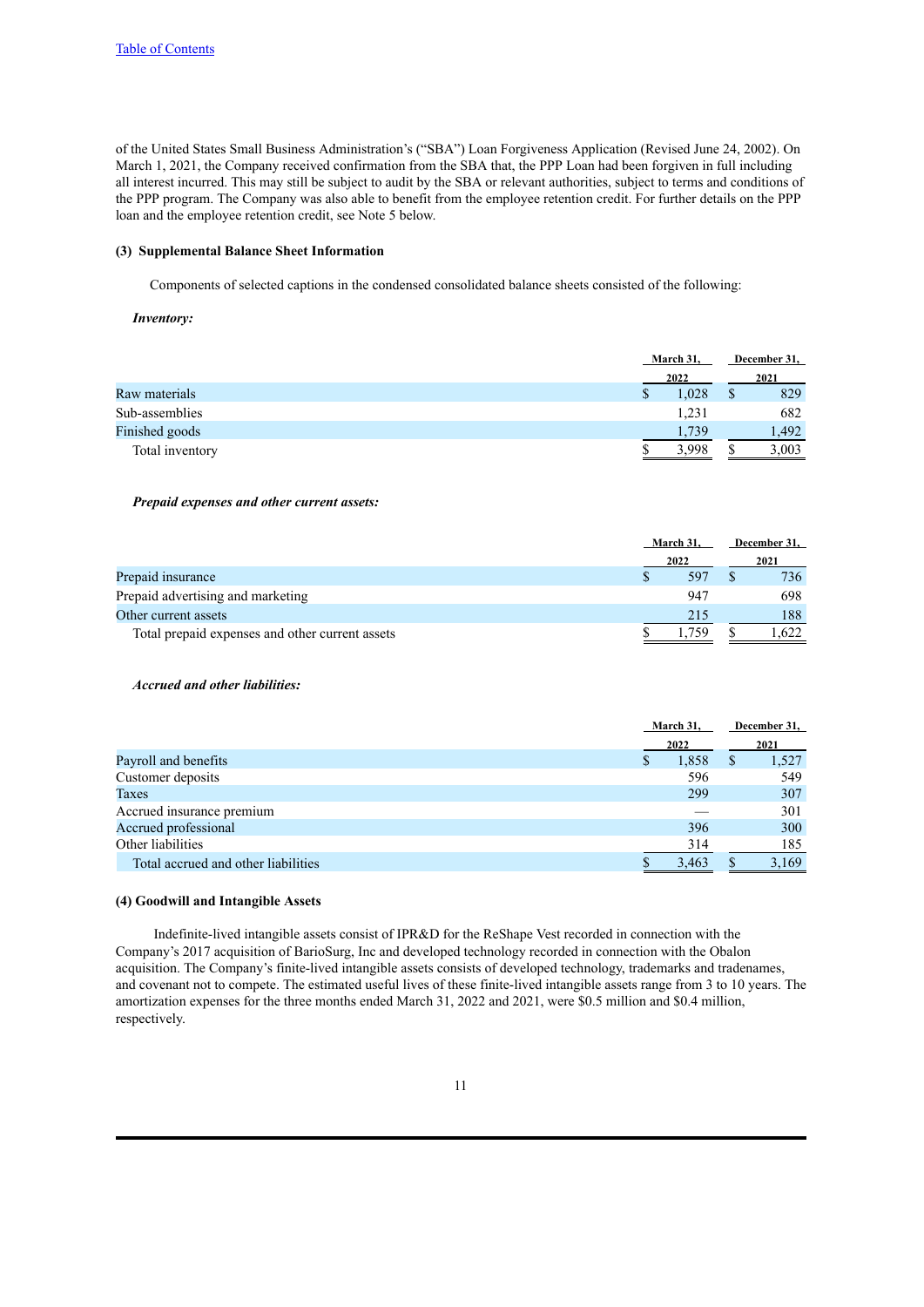of the United States Small Business Administration's ("SBA") Loan Forgiveness Application (Revised June 24, 2002). On March 1, 2021, the Company received confirmation from the SBA that, the PPP Loan had been forgiven in full including all interest incurred. This may still be subject to audit by the SBA or relevant authorities, subject to terms and conditions of the PPP program. The Company was also able to benefit from the employee retention credit. For further details on the PPP loan and the employee retention credit, see Note 5 below.

### (3) Supplemental Balance Sheet Information

Components of selected captions in the condensed consolidated balance sheets consisted of the following:

***Inventory:***

| | March 31, 2022 | December 31, 2021 |
|---|---|---|
| Raw materials | $ 1,028 | $ 829 |
| Sub-assemblies | 1,231 | 682 |
| Finished goods | 1,739 | 1,492 |
| Total inventory | $ 3,998 | $ 3,003 |

***Prepaid expenses and other current assets:***

| | March 31, 2022 | December 31, 2021 |
|---|---|---|
| Prepaid insurance | $ 597 | $ 736 |
| Prepaid advertising and marketing | 947 | 698 |
| Other current assets | 215 | 188 |
| Total prepaid expenses and other current assets | $ 1,759 | $ 1,622 |

***Accrued and other liabilities:***

| | March 31, 2022 | December 31, 2021 |
|---|---|---|
| Payroll and benefits | $ 1,858 | $ 1,527 |
| Customer deposits | 596 | 549 |
| Taxes | 299 | 307 |
| Accrued insurance premium | — | 301 |
| Accrued professional | 396 | 300 |
| Other liabilities | 314 | 185 |
| Total accrued and other liabilities | $ 3,463 | $ 3,169 |

### (4) Goodwill and Intangible Assets

Indefinite-lived intangible assets consist of IPR&D for the ReShape Vest recorded in connection with the Company's 2017 acquisition of BarioSurg, Inc and developed technology recorded in connection with the Obalon acquisition. The Company's finite-lived intangible assets consists of developed technology, trademarks and tradenames, and covenant not to compete. The estimated useful lives of these finite-lived intangible assets range from 3 to 10 years. The amortization expenses for the three months ended March 31, 2022 and 2021, were $0.5 million and $0.4 million, respectively.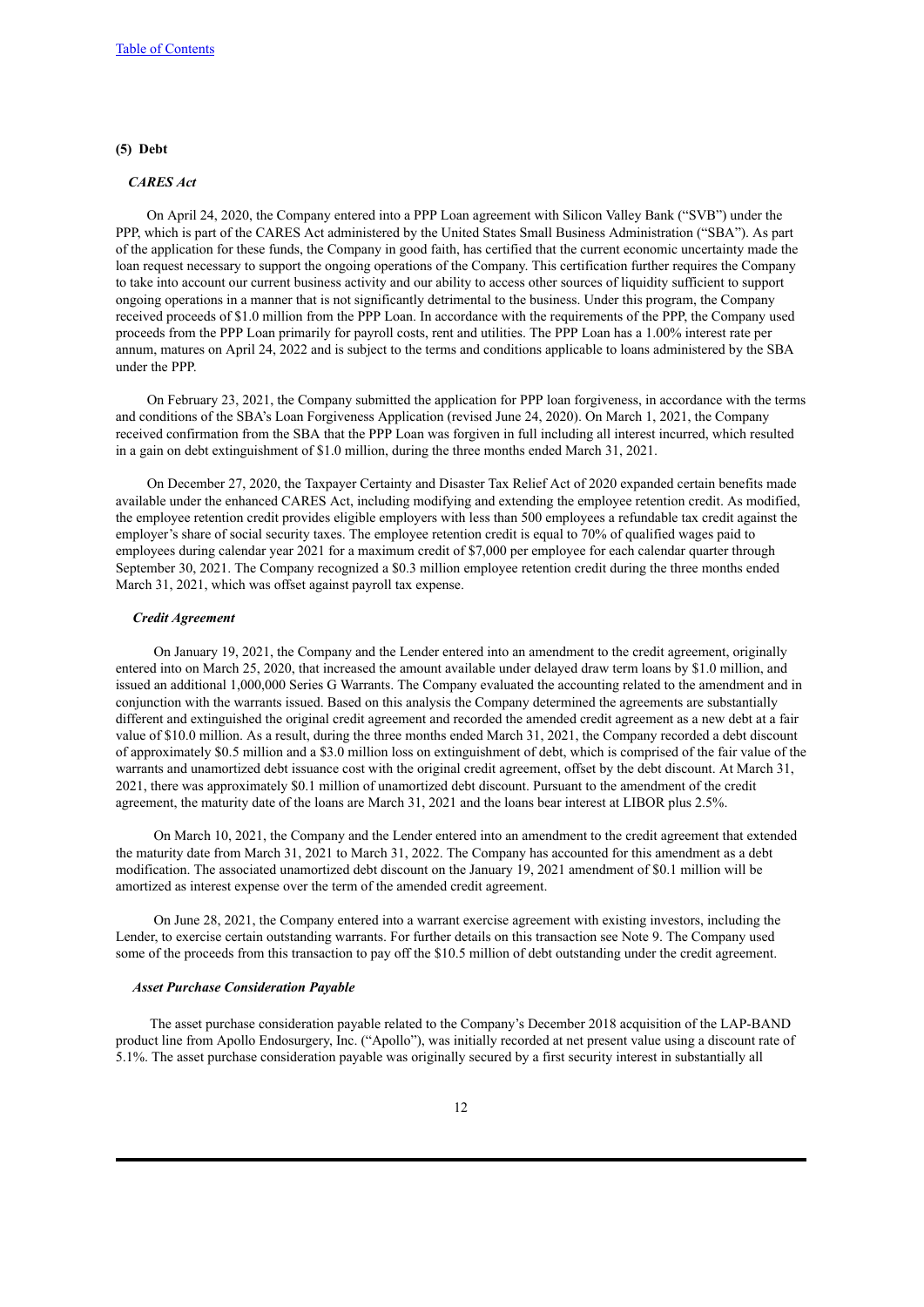## (5) Debt

### *CARES Act*

On April 24, 2020, the Company entered into a PPP Loan agreement with Silicon Valley Bank ("SVB") under the PPP, which is part of the CARES Act administered by the United States Small Business Administration ("SBA"). As part of the application for these funds, the Company in good faith, has certified that the current economic uncertainty made the loan request necessary to support the ongoing operations of the Company. This certification further requires the Company to take into account our current business activity and our ability to access other sources of liquidity sufficient to support ongoing operations in a manner that is not significantly detrimental to the business. Under this program, the Company received proceeds of $1.0 million from the PPP Loan. In accordance with the requirements of the PPP, the Company used proceeds from the PPP Loan primarily for payroll costs, rent and utilities. The PPP Loan has a 1.00% interest rate per annum, matures on April 24, 2022 and is subject to the terms and conditions applicable to loans administered by the SBA under the PPP.

On February 23, 2021, the Company submitted the application for PPP loan forgiveness, in accordance with the terms and conditions of the SBA's Loan Forgiveness Application (revised June 24, 2020). On March 1, 2021, the Company received confirmation from the SBA that the PPP Loan was forgiven in full including all interest incurred, which resulted in a gain on debt extinguishment of $1.0 million, during the three months ended March 31, 2021.

On December 27, 2020, the Taxpayer Certainty and Disaster Tax Relief Act of 2020 expanded certain benefits made available under the enhanced CARES Act, including modifying and extending the employee retention credit. As modified, the employee retention credit provides eligible employers with less than 500 employees a refundable tax credit against the employer's share of social security taxes. The employee retention credit is equal to 70% of qualified wages paid to employees during calendar year 2021 for a maximum credit of $7,000 per employee for each calendar quarter through September 30, 2021. The Company recognized a $0.3 million employee retention credit during the three months ended March 31, 2021, which was offset against payroll tax expense.

### *Credit Agreement*

On January 19, 2021, the Company and the Lender entered into an amendment to the credit agreement, originally entered into on March 25, 2020, that increased the amount available under delayed draw term loans by $1.0 million, and issued an additional 1,000,000 Series G Warrants. The Company evaluated the accounting related to the amendment and in conjunction with the warrants issued. Based on this analysis the Company determined the agreements are substantially different and extinguished the original credit agreement and recorded the amended credit agreement as a new debt at a fair value of $10.0 million. As a result, during the three months ended March 31, 2021, the Company recorded a debt discount of approximately $0.5 million and a $3.0 million loss on extinguishment of debt, which is comprised of the fair value of the warrants and unamortized debt issuance cost with the original credit agreement, offset by the debt discount. At March 31, 2021, there was approximately $0.1 million of unamortized debt discount. Pursuant to the amendment of the credit agreement, the maturity date of the loans are March 31, 2021 and the loans bear interest at LIBOR plus 2.5%.

On March 10, 2021, the Company and the Lender entered into an amendment to the credit agreement that extended the maturity date from March 31, 2021 to March 31, 2022. The Company has accounted for this amendment as a debt modification. The associated unamortized debt discount on the January 19, 2021 amendment of $0.1 million will be amortized as interest expense over the term of the amended credit agreement.

On June 28, 2021, the Company entered into a warrant exercise agreement with existing investors, including the Lender, to exercise certain outstanding warrants. For further details on this transaction see Note 9. The Company used some of the proceeds from this transaction to pay off the $10.5 million of debt outstanding under the credit agreement.

### *Asset Purchase Consideration Payable*

The asset purchase consideration payable related to the Company's December 2018 acquisition of the LAP-BAND product line from Apollo Endosurgery, Inc. ("Apollo"), was initially recorded at net present value using a discount rate of 5.1%. The asset purchase consideration payable was originally secured by a first security interest in substantially all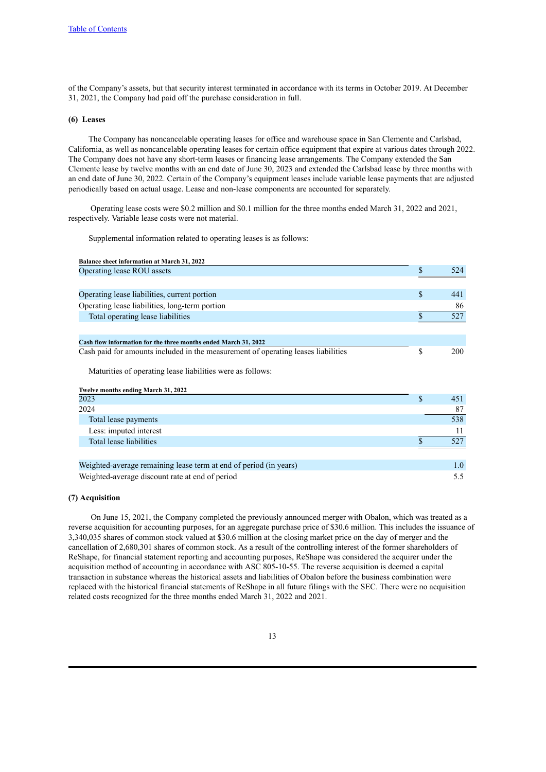of the Company's assets, but that security interest terminated in accordance with its terms in October 2019. At December 31, 2021, the Company had paid off the purchase consideration in full.

**(6) Leases**

The Company has noncancelable operating leases for office and warehouse space in San Clemente and Carlsbad, California, as well as noncancelable operating leases for certain office equipment that expire at various dates through 2022. The Company does not have any short-term leases or financing lease arrangements. The Company extended the San Clemente lease by twelve months with an end date of June 30, 2023 and extended the Carlsbad lease by three months with an end date of June 30, 2022. Certain of the Company's equipment leases include variable lease payments that are adjusted periodically based on actual usage. Lease and non-lease components are accounted for separately.

Operating lease costs were $0.2 million and $0.1 million for the three months ended March 31, 2022 and 2021, respectively. Variable lease costs were not material.

Supplemental information related to operating leases is as follows:

| **Balance sheet information at March 31, 2022** | | |
|---|---|---|
| Operating lease ROU assets | $ | 524 |
| | | |
| Operating lease liabilities, current portion | $ | 441 |
| Operating lease liabilities, long-term portion | | 86 |
| Total operating lease liabilities | $ | 527 |
| | | |
| **Cash flow information for the three months ended March 31, 2022** | | |
| Cash paid for amounts included in the measurement of operating leases liabilities | $ | 200 |

Maturities of operating lease liabilities were as follows:

| **Twelve months ending March 31, 2022** | | |
|---|---|---|
| 2023 | $ | 451 |
| 2024 | | 87 |
| Total lease payments | | 538 |
| Less: imputed interest | | 11 |
| Total lease liabilities | $ | 527 |
| | | |
| Weighted-average remaining lease term at end of period (in years) | | 1.0 |
| Weighted-average discount rate at end of period | | 5.5 |

**(7) Acquisition**

On June 15, 2021, the Company completed the previously announced merger with Obalon, which was treated as a reverse acquisition for accounting purposes, for an aggregate purchase price of $30.6 million. This includes the issuance of 3,340,035 shares of common stock valued at $30.6 million at the closing market price on the day of merger and the cancellation of 2,680,301 shares of common stock. As a result of the controlling interest of the former shareholders of ReShape, for financial statement reporting and accounting purposes, ReShape was considered the acquirer under the acquisition method of accounting in accordance with ASC 805-10-55. The reverse acquisition is deemed a capital transaction in substance whereas the historical assets and liabilities of Obalon before the business combination were replaced with the historical financial statements of ReShape in all future filings with the SEC. There were no acquisition related costs recognized for the three months ended March 31, 2022 and 2021.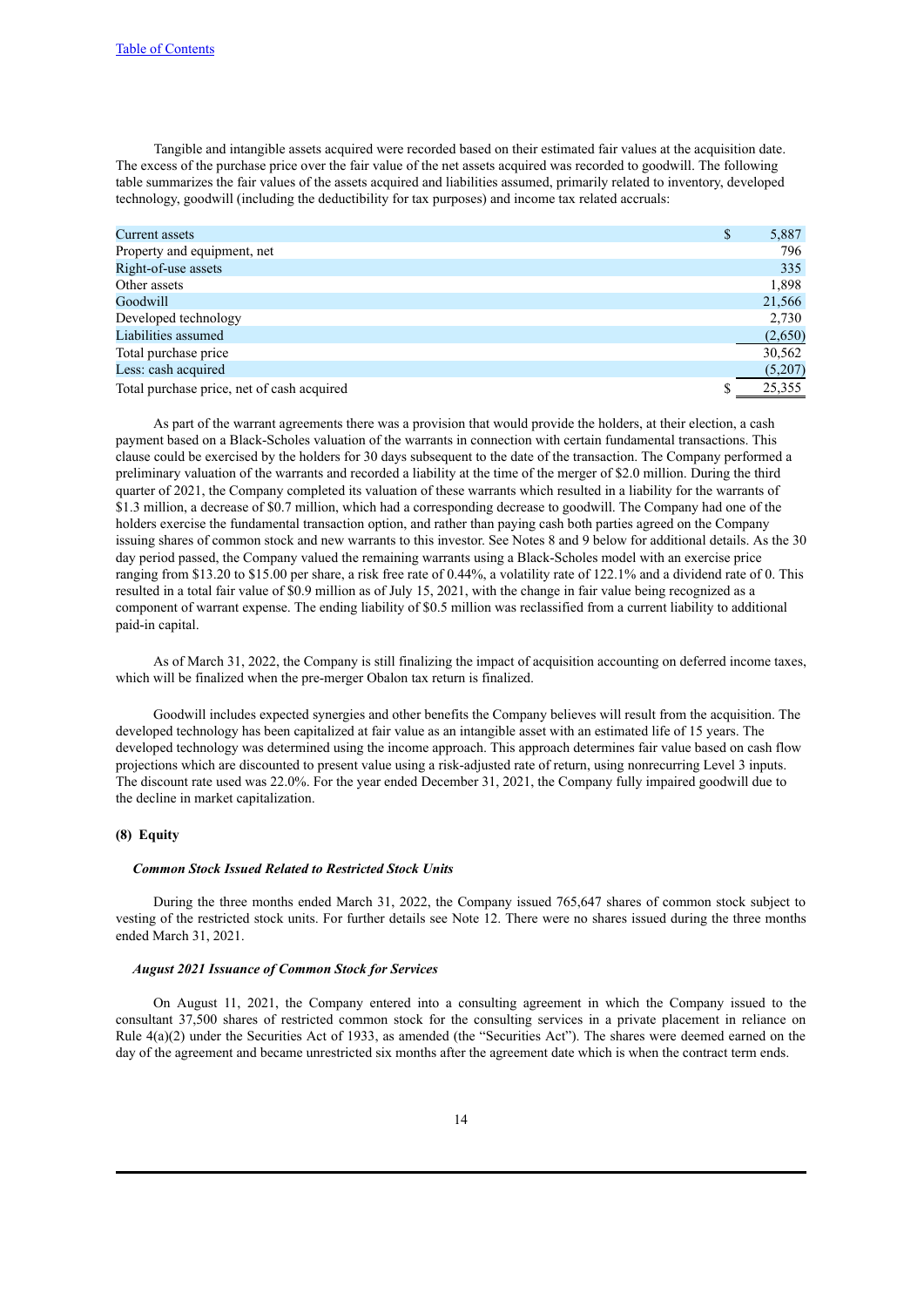Tangible and intangible assets acquired were recorded based on their estimated fair values at the acquisition date. The excess of the purchase price over the fair value of the net assets acquired was recorded to goodwill. The following table summarizes the fair values of the assets acquired and liabilities assumed, primarily related to inventory, developed technology, goodwill (including the deductibility for tax purposes) and income tax related accruals:

| | |
|---|---|
| Current assets | $ 5,887 |
| Property and equipment, net | 796 |
| Right-of-use assets | 335 |
| Other assets | 1,898 |
| Goodwill | 21,566 |
| Developed technology | 2,730 |
| Liabilities assumed | (2,650) |
| Total purchase price | 30,562 |
| Less: cash acquired | (5,207) |
| Total purchase price, net of cash acquired | $ 25,355 |

As part of the warrant agreements there was a provision that would provide the holders, at their election, a cash payment based on a Black-Scholes valuation of the warrants in connection with certain fundamental transactions. This clause could be exercised by the holders for 30 days subsequent to the date of the transaction. The Company performed a preliminary valuation of the warrants and recorded a liability at the time of the merger of $2.0 million. During the third quarter of 2021, the Company completed its valuation of these warrants which resulted in a liability for the warrants of $1.3 million, a decrease of $0.7 million, which had a corresponding decrease to goodwill. The Company had one of the holders exercise the fundamental transaction option, and rather than paying cash both parties agreed on the Company issuing shares of common stock and new warrants to this investor. See Notes 8 and 9 below for additional details. As the 30 day period passed, the Company valued the remaining warrants using a Black-Scholes model with an exercise price ranging from $13.20 to $15.00 per share, a risk free rate of 0.44%, a volatility rate of 122.1% and a dividend rate of 0. This resulted in a total fair value of $0.9 million as of July 15, 2021, with the change in fair value being recognized as a component of warrant expense. The ending liability of $0.5 million was reclassified from a current liability to additional paid-in capital.

As of March 31, 2022, the Company is still finalizing the impact of acquisition accounting on deferred income taxes, which will be finalized when the pre-merger Obalon tax return is finalized.

Goodwill includes expected synergies and other benefits the Company believes will result from the acquisition. The developed technology has been capitalized at fair value as an intangible asset with an estimated life of 15 years. The developed technology was determined using the income approach. This approach determines fair value based on cash flow projections which are discounted to present value using a risk-adjusted rate of return, using nonrecurring Level 3 inputs. The discount rate used was 22.0%. For the year ended December 31, 2021, the Company fully impaired goodwill due to the decline in market capitalization.

## (8) Equity

***Common Stock Issued Related to Restricted Stock Units***

During the three months ended March 31, 2022, the Company issued 765,647 shares of common stock subject to vesting of the restricted stock units. For further details see Note 12. There were no shares issued during the three months ended March 31, 2021.

***August 2021 Issuance of Common Stock for Services***

On August 11, 2021, the Company entered into a consulting agreement in which the Company issued to the consultant 37,500 shares of restricted common stock for the consulting services in a private placement in reliance on Rule 4(a)(2) under the Securities Act of 1933, as amended (the "Securities Act"). The shares were deemed earned on the day of the agreement and became unrestricted six months after the agreement date which is when the contract term ends.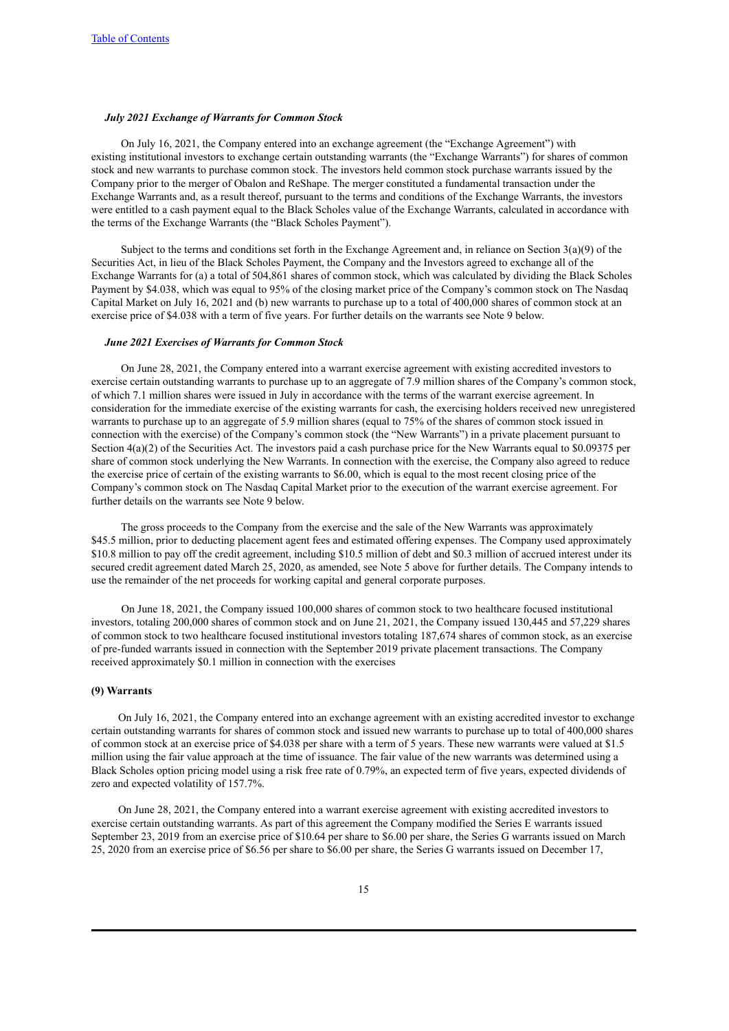*July 2021 Exchange of Warrants for Common Stock*

On July 16, 2021, the Company entered into an exchange agreement (the "Exchange Agreement") with existing institutional investors to exchange certain outstanding warrants (the "Exchange Warrants") for shares of common stock and new warrants to purchase common stock. The investors held common stock purchase warrants issued by the Company prior to the merger of Obalon and ReShape. The merger constituted a fundamental transaction under the Exchange Warrants and, as a result thereof, pursuant to the terms and conditions of the Exchange Warrants, the investors were entitled to a cash payment equal to the Black Scholes value of the Exchange Warrants, calculated in accordance with the terms of the Exchange Warrants (the "Black Scholes Payment").

Subject to the terms and conditions set forth in the Exchange Agreement and, in reliance on Section 3(a)(9) of the Securities Act, in lieu of the Black Scholes Payment, the Company and the Investors agreed to exchange all of the Exchange Warrants for (a) a total of 504,861 shares of common stock, which was calculated by dividing the Black Scholes Payment by $4.038, which was equal to 95% of the closing market price of the Company's common stock on The Nasdaq Capital Market on July 16, 2021 and (b) new warrants to purchase up to a total of 400,000 shares of common stock at an exercise price of $4.038 with a term of five years. For further details on the warrants see Note 9 below.

*June 2021 Exercises of Warrants for Common Stock*

On June 28, 2021, the Company entered into a warrant exercise agreement with existing accredited investors to exercise certain outstanding warrants to purchase up to an aggregate of 7.9 million shares of the Company's common stock, of which 7.1 million shares were issued in July in accordance with the terms of the warrant exercise agreement. In consideration for the immediate exercise of the existing warrants for cash, the exercising holders received new unregistered warrants to purchase up to an aggregate of 5.9 million shares (equal to 75% of the shares of common stock issued in connection with the exercise) of the Company's common stock (the "New Warrants") in a private placement pursuant to Section 4(a)(2) of the Securities Act. The investors paid a cash purchase price for the New Warrants equal to $0.09375 per share of common stock underlying the New Warrants. In connection with the exercise, the Company also agreed to reduce the exercise price of certain of the existing warrants to $6.00, which is equal to the most recent closing price of the Company's common stock on The Nasdaq Capital Market prior to the execution of the warrant exercise agreement. For further details on the warrants see Note 9 below.

The gross proceeds to the Company from the exercise and the sale of the New Warrants was approximately $45.5 million, prior to deducting placement agent fees and estimated offering expenses. The Company used approximately $10.8 million to pay off the credit agreement, including $10.5 million of debt and $0.3 million of accrued interest under its secured credit agreement dated March 25, 2020, as amended, see Note 5 above for further details. The Company intends to use the remainder of the net proceeds for working capital and general corporate purposes.

On June 18, 2021, the Company issued 100,000 shares of common stock to two healthcare focused institutional investors, totaling 200,000 shares of common stock and on June 21, 2021, the Company issued 130,445 and 57,229 shares of common stock to two healthcare focused institutional investors totaling 187,674 shares of common stock, as an exercise of pre-funded warrants issued in connection with the September 2019 private placement transactions. The Company received approximately $0.1 million in connection with the exercises

**(9) Warrants**

On July 16, 2021, the Company entered into an exchange agreement with an existing accredited investor to exchange certain outstanding warrants for shares of common stock and issued new warrants to purchase up to total of 400,000 shares of common stock at an exercise price of $4.038 per share with a term of 5 years. These new warrants were valued at $1.5 million using the fair value approach at the time of issuance. The fair value of the new warrants was determined using a Black Scholes option pricing model using a risk free rate of 0.79%, an expected term of five years, expected dividends of zero and expected volatility of 157.7%.

On June 28, 2021, the Company entered into a warrant exercise agreement with existing accredited investors to exercise certain outstanding warrants. As part of this agreement the Company modified the Series E warrants issued September 23, 2019 from an exercise price of $10.64 per share to $6.00 per share, the Series G warrants issued on March 25, 2020 from an exercise price of $6.56 per share to $6.00 per share, the Series G warrants issued on December 17,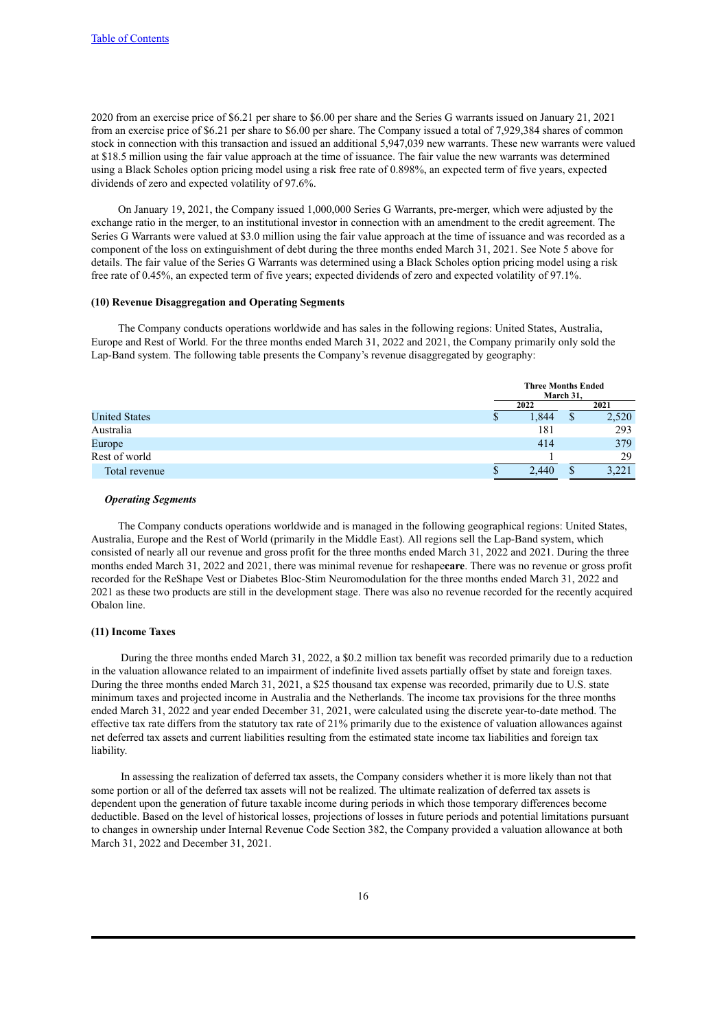2020 from an exercise price of $6.21 per share to $6.00 per share and the Series G warrants issued on January 21, 2021 from an exercise price of $6.21 per share to $6.00 per share. The Company issued a total of 7,929,384 shares of common stock in connection with this transaction and issued an additional 5,947,039 new warrants. These new warrants were valued at $18.5 million using the fair value approach at the time of issuance. The fair value the new warrants was determined using a Black Scholes option pricing model using a risk free rate of 0.898%, an expected term of five years, expected dividends of zero and expected volatility of 97.6%.

On January 19, 2021, the Company issued 1,000,000 Series G Warrants, pre-merger, which were adjusted by the exchange ratio in the merger, to an institutional investor in connection with an amendment to the credit agreement. The Series G Warrants were valued at $3.0 million using the fair value approach at the time of issuance and was recorded as a component of the loss on extinguishment of debt during the three months ended March 31, 2021. See Note 5 above for details. The fair value of the Series G Warrants was determined using a Black Scholes option pricing model using a risk free rate of 0.45%, an expected term of five years; expected dividends of zero and expected volatility of 97.1%.

**(10) Revenue Disaggregation and Operating Segments**

The Company conducts operations worldwide and has sales in the following regions: United States, Australia, Europe and Rest of World. For the three months ended March 31, 2022 and 2021, the Company primarily only sold the Lap-Band system. The following table presents the Company's revenue disaggregated by geography:

| | Three Months Ended March 31, | |
|---|---|---|
| | 2022 | 2021 |
| United States | $ 1,844 | $ 2,520 |
| Australia | 181 | 293 |
| Europe | 414 | 379 |
| Rest of world | 1 | 29 |
| Total revenue | $ 2,440 | $ 3,221 |

***Operating Segments***

The Company conducts operations worldwide and is managed in the following geographical regions: United States, Australia, Europe and the Rest of World (primarily in the Middle East). All regions sell the Lap-Band system, which consisted of nearly all our revenue and gross profit for the three months ended March 31, 2022 and 2021. During the three months ended March 31, 2022 and 2021, there was minimal revenue for reshape**care**. There was no revenue or gross profit recorded for the ReShape Vest or Diabetes Bloc-Stim Neuromodulation for the three months ended March 31, 2022 and 2021 as these two products are still in the development stage. There was also no revenue recorded for the recently acquired Obalon line.

**(11) Income Taxes**

During the three months ended March 31, 2022, a $0.2 million tax benefit was recorded primarily due to a reduction in the valuation allowance related to an impairment of indefinite lived assets partially offset by state and foreign taxes. During the three months ended March 31, 2021, a $25 thousand tax expense was recorded, primarily due to U.S. state minimum taxes and projected income in Australia and the Netherlands. The income tax provisions for the three months ended March 31, 2022 and year ended December 31, 2021, were calculated using the discrete year-to-date method. The effective tax rate differs from the statutory tax rate of 21% primarily due to the existence of valuation allowances against net deferred tax assets and current liabilities resulting from the estimated state income tax liabilities and foreign tax liability.

In assessing the realization of deferred tax assets, the Company considers whether it is more likely than not that some portion or all of the deferred tax assets will not be realized. The ultimate realization of deferred tax assets is dependent upon the generation of future taxable income during periods in which those temporary differences become deductible. Based on the level of historical losses, projections of losses in future periods and potential limitations pursuant to changes in ownership under Internal Revenue Code Section 382, the Company provided a valuation allowance at both March 31, 2022 and December 31, 2021.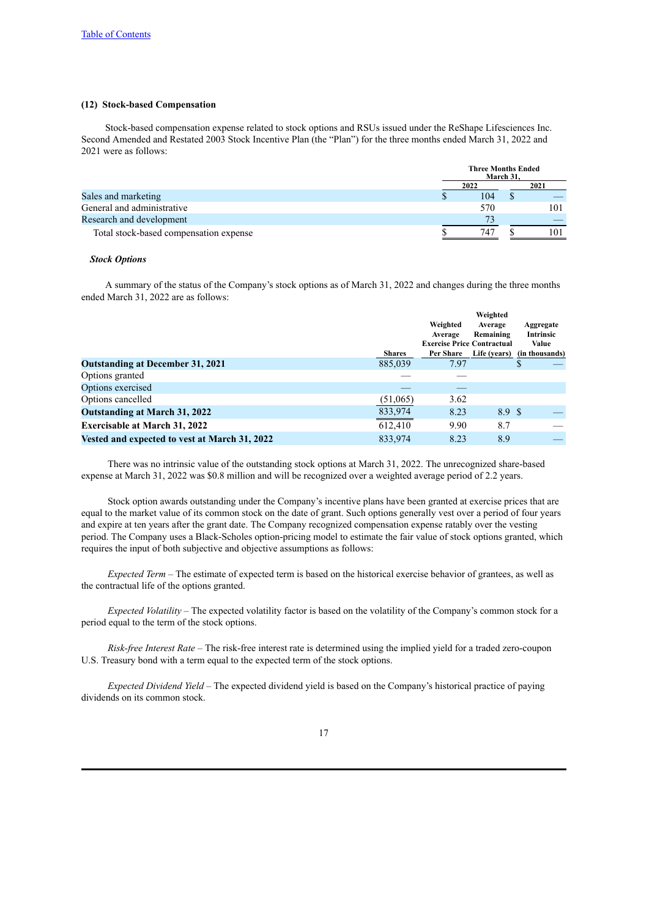Table of Contents

### (12) Stock-based Compensation

Stock-based compensation expense related to stock options and RSUs issued under the ReShape Lifesciences Inc. Second Amended and Restated 2003 Stock Incentive Plan (the "Plan") for the three months ended March 31, 2022 and 2021 were as follows:

| | Three Months Ended March 31, | |
|---|---|---|
| | 2022 | 2021 |
| Sales and marketing | $ 104 | $ — |
| General and administrative | 570 | 101 |
| Research and development | 73 | — |
| Total stock-based compensation expense | $ 747 | $ 101 |

***Stock Options***

A summary of the status of the Company's stock options as of March 31, 2022 and changes during the three months ended March 31, 2022 are as follows:

| | Shares | Weighted Average Exercise Price Per Share | Weighted Average Remaining Contractual Life (years) | Aggregate Intrinsic Value (in thousands) |
|---|---|---|---|---|
| **Outstanding at December 31, 2021** | 885,039 | 7.97 | | $ — |
| Options granted | — | — | | |
| Options exercised | — | — | | |
| Options cancelled | (51,065) | 3.62 | | |
| **Outstanding at March 31, 2022** | 833,974 | 8.23 | 8.9 | $ — |
| **Exercisable at March 31, 2022** | 612,410 | 9.90 | 8.7 | — |
| **Vested and expected to vest at March 31, 2022** | 833,974 | 8.23 | 8.9 | — |

There was no intrinsic value of the outstanding stock options at March 31, 2022. The unrecognized share-based expense at March 31, 2022 was $0.8 million and will be recognized over a weighted average period of 2.2 years.

Stock option awards outstanding under the Company's incentive plans have been granted at exercise prices that are equal to the market value of its common stock on the date of grant. Such options generally vest over a period of four years and expire at ten years after the grant date. The Company recognized compensation expense ratably over the vesting period. The Company uses a Black-Scholes option-pricing model to estimate the fair value of stock options granted, which requires the input of both subjective and objective assumptions as follows:

*Expected Term* – The estimate of expected term is based on the historical exercise behavior of grantees, as well as the contractual life of the options granted.

*Expected Volatility* – The expected volatility factor is based on the volatility of the Company's common stock for a period equal to the term of the stock options.

*Risk-free Interest Rate* – The risk-free interest rate is determined using the implied yield for a traded zero-coupon U.S. Treasury bond with a term equal to the expected term of the stock options.

*Expected Dividend Yield* – The expected dividend yield is based on the Company's historical practice of paying dividends on its common stock.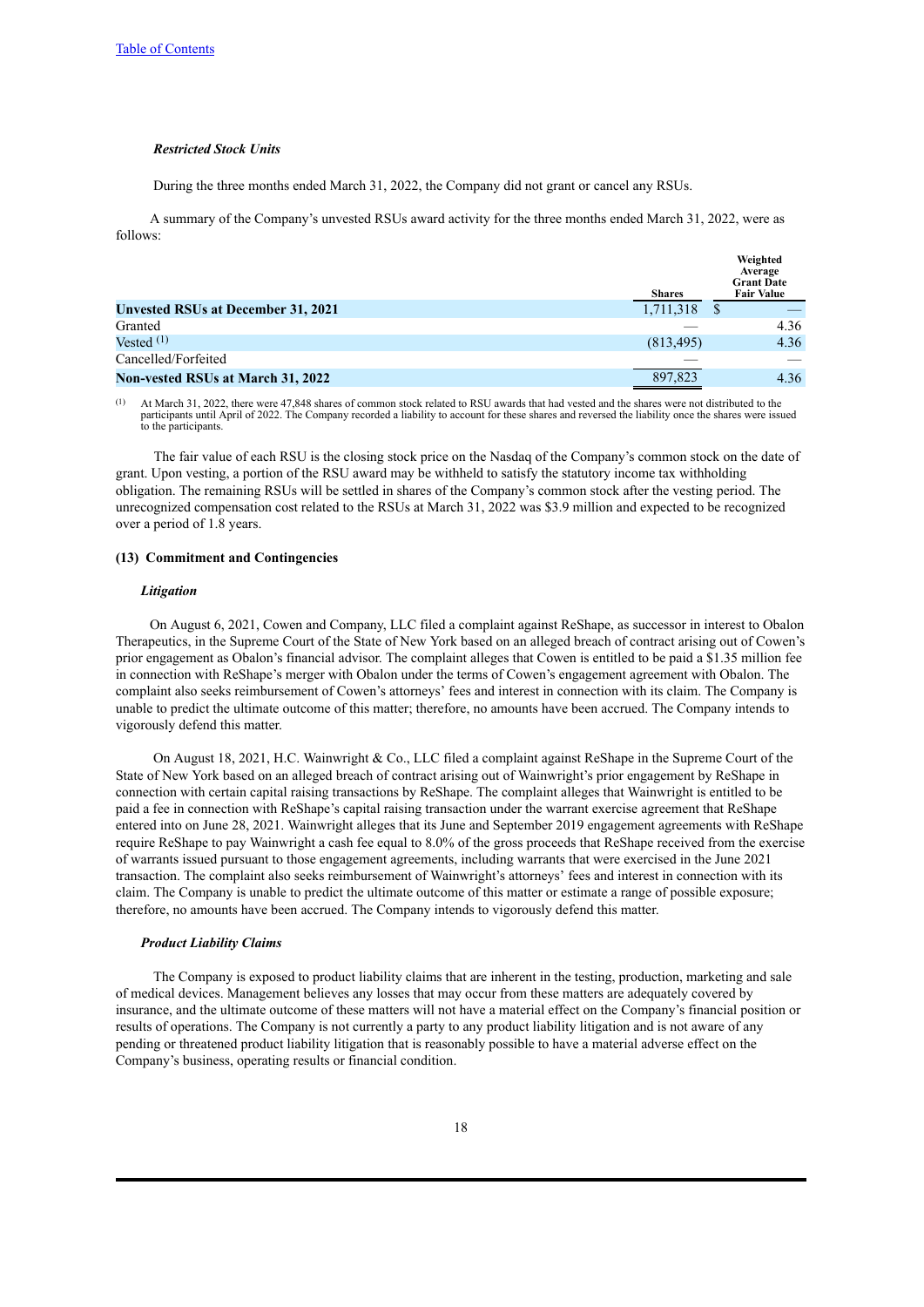*Restricted Stock Units*

During the three months ended March 31, 2022, the Company did not grant or cancel any RSUs.

A summary of the Company's unvested RSUs award activity for the three months ended March 31, 2022, were as follows:

| | Shares | Weighted Average Grant Date Fair Value |
|---|---|---|
| **Unvested RSUs at December 31, 2021** | 1,711,318 | $ — |
| Granted | — | 4.36 |
| Vested [(1)] | (813,495) | 4.36 |
| Cancelled/Forfeited | — | — |
| **Non-vested RSUs at March 31, 2022** | 897,823 | 4.36 |

(1) At March 31, 2022, there were 47,848 shares of common stock related to RSU awards that had vested and the shares were not distributed to the participants until April of 2022. The Company recorded a liability to account for these shares and reversed the liability once the shares were issued to the participants.

The fair value of each RSU is the closing stock price on the Nasdaq of the Company's common stock on the date of grant. Upon vesting, a portion of the RSU award may be withheld to satisfy the statutory income tax withholding obligation. The remaining RSUs will be settled in shares of the Company's common stock after the vesting period. The unrecognized compensation cost related to the RSUs at March 31, 2022 was $3.9 million and expected to be recognized over a period of 1.8 years.

### (13) Commitment and Contingencies

*Litigation*

On August 6, 2021, Cowen and Company, LLC filed a complaint against ReShape, as successor in interest to Obalon Therapeutics, in the Supreme Court of the State of New York based on an alleged breach of contract arising out of Cowen's prior engagement as Obalon's financial advisor. The complaint alleges that Cowen is entitled to be paid a $1.35 million fee in connection with ReShape's merger with Obalon under the terms of Cowen's engagement agreement with Obalon. The complaint also seeks reimbursement of Cowen's attorneys' fees and interest in connection with its claim. The Company is unable to predict the ultimate outcome of this matter; therefore, no amounts have been accrued. The Company intends to vigorously defend this matter.

On August 18, 2021, H.C. Wainwright & Co., LLC filed a complaint against ReShape in the Supreme Court of the State of New York based on an alleged breach of contract arising out of Wainwright's prior engagement by ReShape in connection with certain capital raising transactions by ReShape. The complaint alleges that Wainwright is entitled to be paid a fee in connection with ReShape's capital raising transaction under the warrant exercise agreement that ReShape entered into on June 28, 2021. Wainwright alleges that its June and September 2019 engagement agreements with ReShape require ReShape to pay Wainwright a cash fee equal to 8.0% of the gross proceeds that ReShape received from the exercise of warrants issued pursuant to those engagement agreements, including warrants that were exercised in the June 2021 transaction. The complaint also seeks reimbursement of Wainwright's attorneys' fees and interest in connection with its claim. The Company is unable to predict the ultimate outcome of this matter or estimate a range of possible exposure; therefore, no amounts have been accrued. The Company intends to vigorously defend this matter.

*Product Liability Claims*

The Company is exposed to product liability claims that are inherent in the testing, production, marketing and sale of medical devices. Management believes any losses that may occur from these matters are adequately covered by insurance, and the ultimate outcome of these matters will not have a material effect on the Company's financial position or results of operations. The Company is not currently a party to any product liability litigation and is not aware of any pending or threatened product liability litigation that is reasonably possible to have a material adverse effect on the Company's business, operating results or financial condition.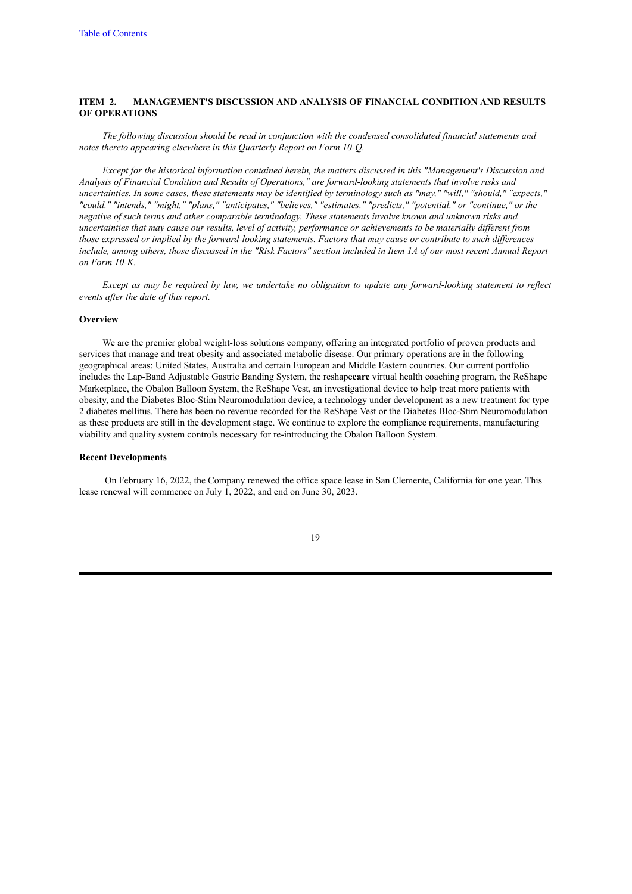## ITEM 2. MANAGEMENT'S DISCUSSION AND ANALYSIS OF FINANCIAL CONDITION AND RESULTS OF OPERATIONS

*The following discussion should be read in conjunction with the condensed consolidated financial statements and notes thereto appearing elsewhere in this Quarterly Report on Form 10-Q.*

*Except for the historical information contained herein, the matters discussed in this "Management's Discussion and Analysis of Financial Condition and Results of Operations," are forward-looking statements that involve risks and uncertainties. In some cases, these statements may be identified by terminology such as "may," "will," "should," "expects," "could," "intends," "might," "plans," "anticipates," "believes," "estimates," "predicts," "potential," or "continue," or the negative of such terms and other comparable terminology. These statements involve known and unknown risks and uncertainties that may cause our results, level of activity, performance or achievements to be materially different from those expressed or implied by the forward-looking statements. Factors that may cause or contribute to such differences include, among others, those discussed in the "Risk Factors" section included in Item 1A of our most recent Annual Report on Form 10-K.*

*Except as may be required by law, we undertake no obligation to update any forward-looking statement to reflect events after the date of this report.*

### Overview

We are the premier global weight-loss solutions company, offering an integrated portfolio of proven products and services that manage and treat obesity and associated metabolic disease. Our primary operations are in the following geographical areas: United States, Australia and certain European and Middle Eastern countries. Our current portfolio includes the Lap-Band Adjustable Gastric Banding System, the reshape**care** virtual health coaching program, the ReShape Marketplace, the Obalon Balloon System, the ReShape Vest, an investigational device to help treat more patients with obesity, and the Diabetes Bloc-Stim Neuromodulation device, a technology under development as a new treatment for type 2 diabetes mellitus. There has been no revenue recorded for the ReShape Vest or the Diabetes Bloc-Stim Neuromodulation as these products are still in the development stage. We continue to explore the compliance requirements, manufacturing viability and quality system controls necessary for re-introducing the Obalon Balloon System.

### Recent Developments

On February 16, 2022, the Company renewed the office space lease in San Clemente, California for one year. This lease renewal will commence on July 1, 2022, and end on June 30, 2023.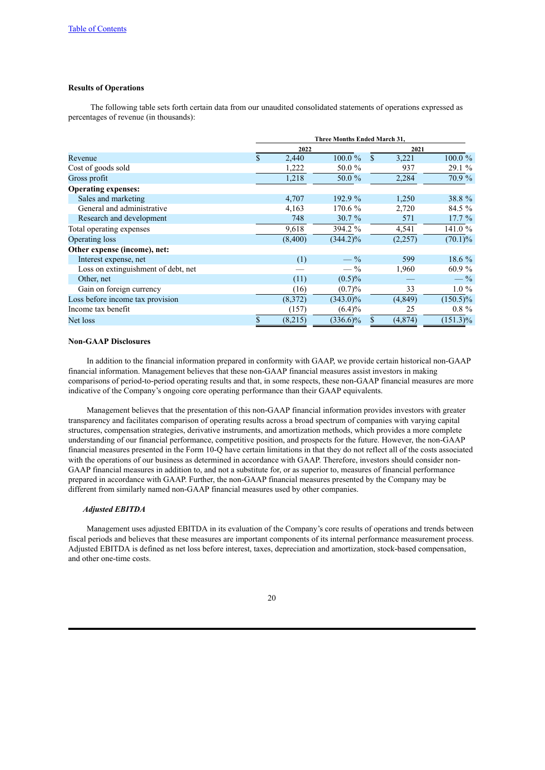Table of Contents

**Results of Operations**

The following table sets forth certain data from our unaudited consolidated statements of operations expressed as percentages of revenue (in thousands):

| | Three Months Ended March 31, | | | |
|---|---|---|---|---|
| | 2022 | | 2021 | |
| Revenue | $ 2,440 | 100.0 % | $ 3,221 | 100.0 % |
| Cost of goods sold | 1,222 | 50.0 % | 937 | 29.1 % |
| Gross profit | 1,218 | 50.0 % | 2,284 | 70.9 % |
| **Operating expenses:** | | | | |
| Sales and marketing | 4,707 | 192.9 % | 1,250 | 38.8 % |
| General and administrative | 4,163 | 170.6 % | 2,720 | 84.5 % |
| Research and development | 748 | 30.7 % | 571 | 17.7 % |
| Total operating expenses | 9,618 | 394.2 % | 4,541 | 141.0 % |
| Operating loss | (8,400) | (344.2)% | (2,257) | (70.1)% |
| **Other expense (income), net:** | | | | |
| Interest expense, net | (1) | — % | 599 | 18.6 % |
| Loss on extinguishment of debt, net | — | — % | 1,960 | 60.9 % |
| Other, net | (11) | (0.5)% | — | — % |
| Gain on foreign currency | (16) | (0.7)% | 33 | 1.0 % |
| Loss before income tax provision | (8,372) | (343.0)% | (4,849) | (150.5)% |
| Income tax benefit | (157) | (6.4)% | 25 | 0.8 % |
| Net loss | $ (8,215) | (336.6)% | $ (4,874) | (151.3)% |

**Non-GAAP Disclosures**

In addition to the financial information prepared in conformity with GAAP, we provide certain historical non-GAAP financial information. Management believes that these non-GAAP financial measures assist investors in making comparisons of period-to-period operating results and that, in some respects, these non-GAAP financial measures are more indicative of the Company's ongoing core operating performance than their GAAP equivalents.

Management believes that the presentation of this non-GAAP financial information provides investors with greater transparency and facilitates comparison of operating results across a broad spectrum of companies with varying capital structures, compensation strategies, derivative instruments, and amortization methods, which provides a more complete understanding of our financial performance, competitive position, and prospects for the future. However, the non-GAAP financial measures presented in the Form 10-Q have certain limitations in that they do not reflect all of the costs associated with the operations of our business as determined in accordance with GAAP. Therefore, investors should consider non-GAAP financial measures in addition to, and not a substitute for, or as superior to, measures of financial performance prepared in accordance with GAAP. Further, the non-GAAP financial measures presented by the Company may be different from similarly named non-GAAP financial measures used by other companies.

***Adjusted EBITDA***

Management uses adjusted EBITDA in its evaluation of the Company's core results of operations and trends between fiscal periods and believes that these measures are important components of its internal performance measurement process. Adjusted EBITDA is defined as net loss before interest, taxes, depreciation and amortization, stock-based compensation, and other one-time costs.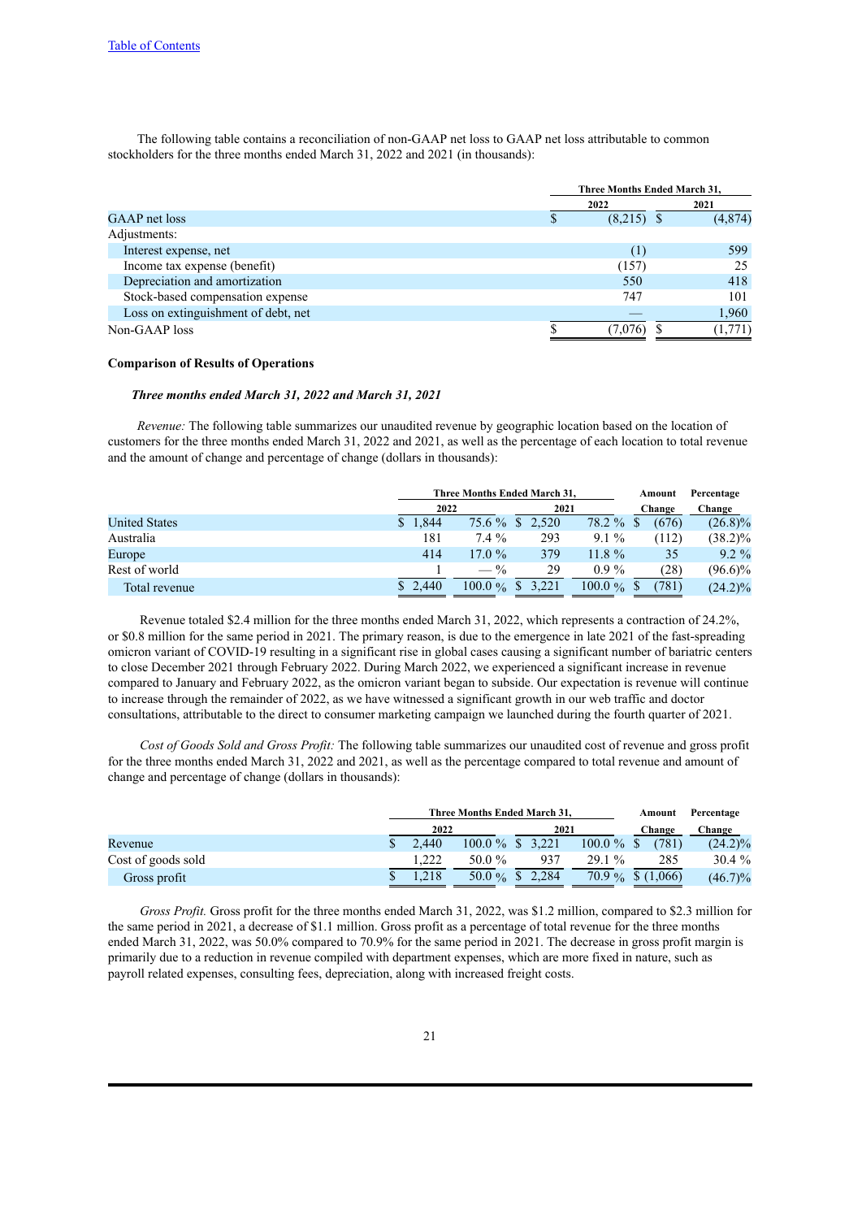[Table of Contents](#)

The following table contains a reconciliation of non-GAAP net loss to GAAP net loss attributable to common stockholders for the three months ended March 31, 2022 and 2021 (in thousands):

| | Three Months Ended March 31, | |
|---|---|---|
| | 2022 | 2021 |
| GAAP net loss | $ (8,215) | $ (4,874) |
| Adjustments: | | |
| Interest expense, net | (1) | 599 |
| Income tax expense (benefit) | (157) | 25 |
| Depreciation and amortization | 550 | 418 |
| Stock-based compensation expense | 747 | 101 |
| Loss on extinguishment of debt, net | — | 1,960 |
| Non-GAAP loss | $ (7,076) | $ (1,771) |

**Comparison of Results of Operations**

***Three months ended March 31, 2022 and March 31, 2021***

*Revenue:* The following table summarizes our unaudited revenue by geographic location based on the location of customers for the three months ended March 31, 2022 and 2021, as well as the percentage of each location to total revenue and the amount of change and percentage of change (dollars in thousands):

| | Three Months Ended March 31, | | | | Amount | Percentage |
|---|---|---|---|---|---|---|
| | 2022 | | 2021 | | Change | Change |
| United States | $ 1,844 | 75.6 % | $ 2,520 | 78.2 % | $ (676) | (26.8)% |
| Australia | 181 | 7.4 % | 293 | 9.1 % | (112) | (38.2)% |
| Europe | 414 | 17.0 % | 379 | 11.8 % | 35 | 9.2 % |
| Rest of world | 1 | — % | 29 | 0.9 % | (28) | (96.6)% |
| Total revenue | $ 2,440 | 100.0 % | $ 3,221 | 100.0 % | $ (781) | (24.2)% |

Revenue totaled $2.4 million for the three months ended March 31, 2022, which represents a contraction of 24.2%, or $0.8 million for the same period in 2021. The primary reason, is due to the emergence in late 2021 of the fast-spreading omicron variant of COVID-19 resulting in a significant rise in global cases causing a significant number of bariatric centers to close December 2021 through February 2022. During March 2022, we experienced a significant increase in revenue compared to January and February 2022, as the omicron variant began to subside. Our expectation is revenue will continue to increase through the remainder of 2022, as we have witnessed a significant growth in our web traffic and doctor consultations, attributable to the direct to consumer marketing campaign we launched during the fourth quarter of 2021.

*Cost of Goods Sold and Gross Profit:* The following table summarizes our unaudited cost of revenue and gross profit for the three months ended March 31, 2022 and 2021, as well as the percentage compared to total revenue and amount of change and percentage of change (dollars in thousands):

| | Three Months Ended March 31, | | | | Amount | Percentage |
|---|---|---|---|---|---|---|
| | 2022 | | 2021 | | Change | Change |
| Revenue | $ 2,440 | 100.0 % | $ 3,221 | 100.0 % | $ (781) | (24.2)% |
| Cost of goods sold | 1,222 | 50.0 % | 937 | 29.1 % | 285 | 30.4 % |
| Gross profit | $ 1,218 | 50.0 % | $ 2,284 | 70.9 % | $ (1,066) | (46.7)% |

*Gross Profit.* Gross profit for the three months ended March 31, 2022, was $1.2 million, compared to $2.3 million for the same period in 2021, a decrease of $1.1 million. Gross profit as a percentage of total revenue for the three months ended March 31, 2022, was 50.0% compared to 70.9% for the same period in 2021. The decrease in gross profit margin is primarily due to a reduction in revenue compiled with department expenses, which are more fixed in nature, such as payroll related expenses, consulting fees, depreciation, along with increased freight costs.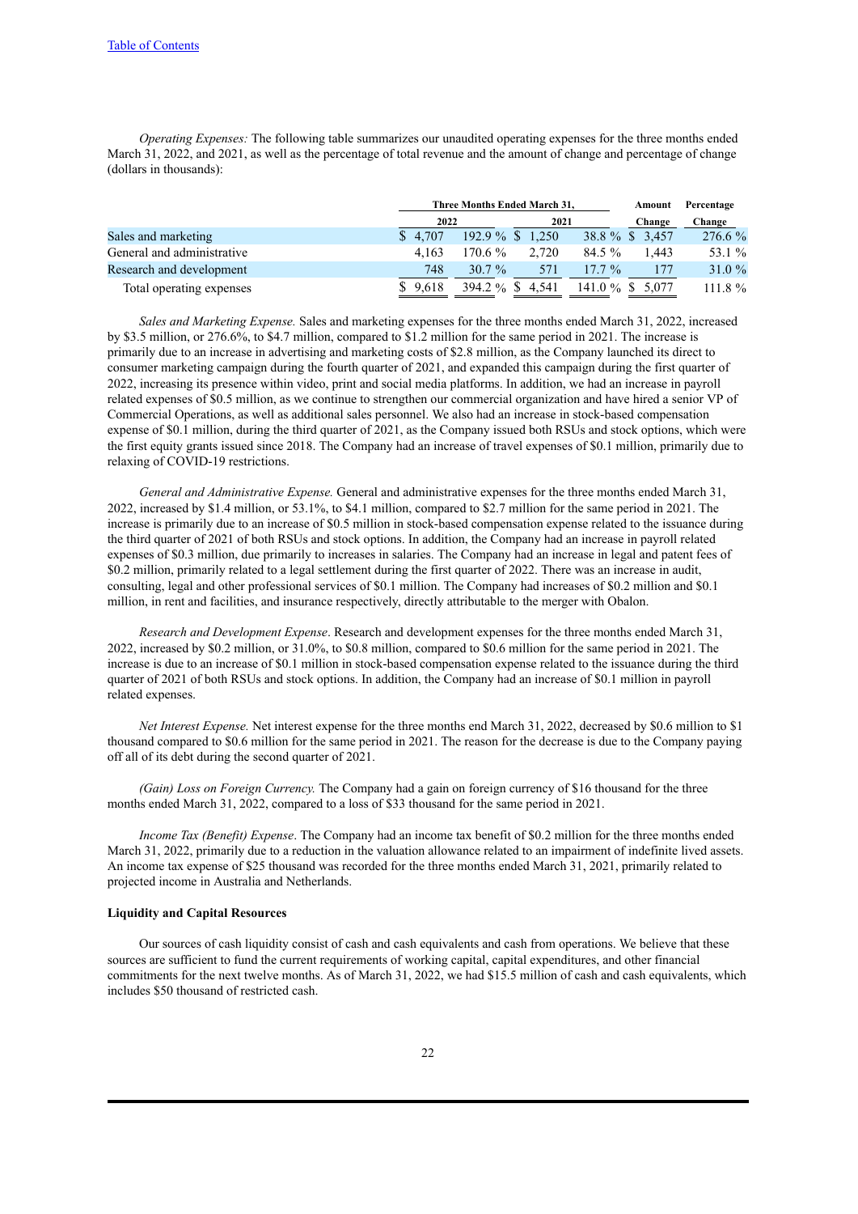*Operating Expenses:* The following table summarizes our unaudited operating expenses for the three months ended March 31, 2022, and 2021, as well as the percentage of total revenue and the amount of change and percentage of change (dollars in thousands):

| | Three Months Ended March 31, | | | | Amount | Percentage |
|---|---|---|---|---|---|---|
| | 2022 | | 2021 | | Change | Change |
| Sales and marketing | $ 4,707 | 192.9 % | $ 1,250 | 38.8 % | $ 3,457 | 276.6 % |
| General and administrative | 4,163 | 170.6 % | 2,720 | 84.5 % | 1,443 | 53.1 % |
| Research and development | 748 | 30.7 % | 571 | 17.7 % | 177 | 31.0 % |
| Total operating expenses | $ 9,618 | 394.2 % | $ 4,541 | 141.0 % | $ 5,077 | 111.8 % |

*Sales and Marketing Expense.* Sales and marketing expenses for the three months ended March 31, 2022, increased by $3.5 million, or 276.6%, to $4.7 million, compared to $1.2 million for the same period in 2021. The increase is primarily due to an increase in advertising and marketing costs of $2.8 million, as the Company launched its direct to consumer marketing campaign during the fourth quarter of 2021, and expanded this campaign during the first quarter of 2022, increasing its presence within video, print and social media platforms. In addition, we had an increase in payroll related expenses of $0.5 million, as we continue to strengthen our commercial organization and have hired a senior VP of Commercial Operations, as well as additional sales personnel. We also had an increase in stock-based compensation expense of $0.1 million, during the third quarter of 2021, as the Company issued both RSUs and stock options, which were the first equity grants issued since 2018. The Company had an increase of travel expenses of $0.1 million, primarily due to relaxing of COVID-19 restrictions.

*General and Administrative Expense.* General and administrative expenses for the three months ended March 31, 2022, increased by $1.4 million, or 53.1%, to $4.1 million, compared to $2.7 million for the same period in 2021. The increase is primarily due to an increase of $0.5 million in stock-based compensation expense related to the issuance during the third quarter of 2021 of both RSUs and stock options. In addition, the Company had an increase in payroll related expenses of $0.3 million, due primarily to increases in salaries. The Company had an increase in legal and patent fees of $0.2 million, primarily related to a legal settlement during the first quarter of 2022. There was an increase in audit, consulting, legal and other professional services of $0.1 million. The Company had increases of $0.2 million and $0.1 million, in rent and facilities, and insurance respectively, directly attributable to the merger with Obalon.

*Research and Development Expense*. Research and development expenses for the three months ended March 31, 2022, increased by $0.2 million, or 31.0%, to $0.8 million, compared to $0.6 million for the same period in 2021. The increase is due to an increase of $0.1 million in stock-based compensation expense related to the issuance during the third quarter of 2021 of both RSUs and stock options. In addition, the Company had an increase of $0.1 million in payroll related expenses.

*Net Interest Expense.* Net interest expense for the three months end March 31, 2022, decreased by $0.6 million to $1 thousand compared to $0.6 million for the same period in 2021. The reason for the decrease is due to the Company paying off all of its debt during the second quarter of 2021.

*(Gain) Loss on Foreign Currency.* The Company had a gain on foreign currency of $16 thousand for the three months ended March 31, 2022, compared to a loss of $33 thousand for the same period in 2021.

*Income Tax (Benefit) Expense*. The Company had an income tax benefit of $0.2 million for the three months ended March 31, 2022, primarily due to a reduction in the valuation allowance related to an impairment of indefinite lived assets. An income tax expense of $25 thousand was recorded for the three months ended March 31, 2021, primarily related to projected income in Australia and Netherlands.

**Liquidity and Capital Resources**

Our sources of cash liquidity consist of cash and cash equivalents and cash from operations. We believe that these sources are sufficient to fund the current requirements of working capital, capital expenditures, and other financial commitments for the next twelve months. As of March 31, 2022, we had $15.5 million of cash and cash equivalents, which includes $50 thousand of restricted cash.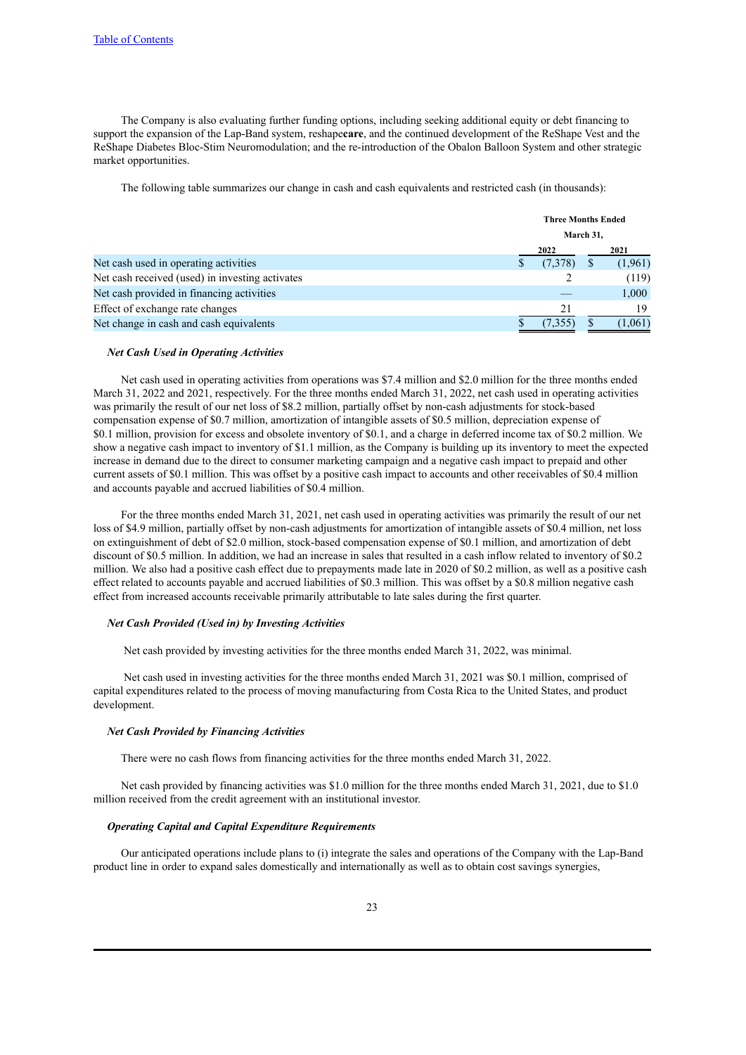The Company is also evaluating further funding options, including seeking additional equity or debt financing to support the expansion of the Lap-Band system, reshape**care**, and the continued development of the ReShape Vest and the ReShape Diabetes Bloc-Stim Neuromodulation; and the re-introduction of the Obalon Balloon System and other strategic market opportunities.

The following table summarizes our change in cash and cash equivalents and restricted cash (in thousands):

| | Three Months Ended March 31, | |
|---|---|---|
| | 2022 | 2021 |
| Net cash used in operating activities | $ (7,378) | $ (1,961) |
| Net cash received (used) in investing activates | 2 | (119) |
| Net cash provided in financing activities | — | 1,000 |
| Effect of exchange rate changes | 21 | 19 |
| Net change in cash and cash equivalents | $ (7,355) | $ (1,061) |

***Net Cash Used in Operating Activities***

Net cash used in operating activities from operations was $7.4 million and $2.0 million for the three months ended March 31, 2022 and 2021, respectively. For the three months ended March 31, 2022, net cash used in operating activities was primarily the result of our net loss of $8.2 million, partially offset by non-cash adjustments for stock-based compensation expense of $0.7 million, amortization of intangible assets of $0.5 million, depreciation expense of $0.1 million, provision for excess and obsolete inventory of $0.1, and a charge in deferred income tax of $0.2 million. We show a negative cash impact to inventory of $1.1 million, as the Company is building up its inventory to meet the expected increase in demand due to the direct to consumer marketing campaign and a negative cash impact to prepaid and other current assets of $0.1 million. This was offset by a positive cash impact to accounts and other receivables of $0.4 million and accounts payable and accrued liabilities of $0.4 million.

For the three months ended March 31, 2021, net cash used in operating activities was primarily the result of our net loss of $4.9 million, partially offset by non-cash adjustments for amortization of intangible assets of $0.4 million, net loss on extinguishment of debt of $2.0 million, stock-based compensation expense of $0.1 million, and amortization of debt discount of $0.5 million. In addition, we had an increase in sales that resulted in a cash inflow related to inventory of $0.2 million. We also had a positive cash effect due to prepayments made late in 2020 of $0.2 million, as well as a positive cash effect related to accounts payable and accrued liabilities of $0.3 million. This was offset by a $0.8 million negative cash effect from increased accounts receivable primarily attributable to late sales during the first quarter.

***Net Cash Provided (Used in) by Investing Activities***

Net cash provided by investing activities for the three months ended March 31, 2022, was minimal.

Net cash used in investing activities for the three months ended March 31, 2021 was $0.1 million, comprised of capital expenditures related to the process of moving manufacturing from Costa Rica to the United States, and product development.

***Net Cash Provided by Financing Activities***

There were no cash flows from financing activities for the three months ended March 31, 2022.

Net cash provided by financing activities was $1.0 million for the three months ended March 31, 2021, due to $1.0 million received from the credit agreement with an institutional investor.

***Operating Capital and Capital Expenditure Requirements***

Our anticipated operations include plans to (i) integrate the sales and operations of the Company with the Lap-Band product line in order to expand sales domestically and internationally as well as to obtain cost savings synergies,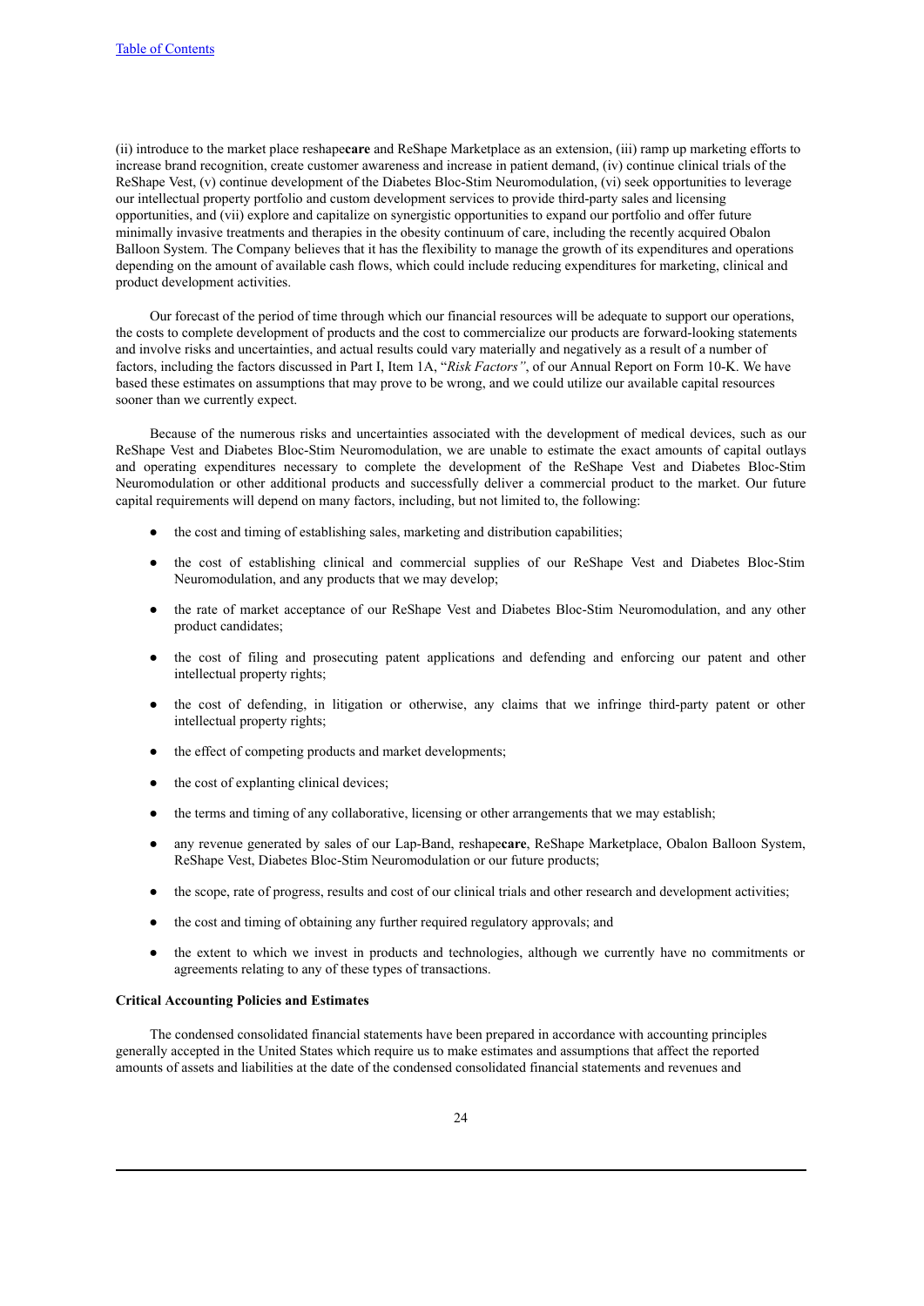(ii) introduce to the market place reshape**care** and ReShape Marketplace as an extension, (iii) ramp up marketing efforts to increase brand recognition, create customer awareness and increase in patient demand, (iv) continue clinical trials of the ReShape Vest, (v) continue development of the Diabetes Bloc-Stim Neuromodulation, (vi) seek opportunities to leverage our intellectual property portfolio and custom development services to provide third-party sales and licensing opportunities, and (vii) explore and capitalize on synergistic opportunities to expand our portfolio and offer future minimally invasive treatments and therapies in the obesity continuum of care, including the recently acquired Obalon Balloon System. The Company believes that it has the flexibility to manage the growth of its expenditures and operations depending on the amount of available cash flows, which could include reducing expenditures for marketing, clinical and product development activities.

Our forecast of the period of time through which our financial resources will be adequate to support our operations, the costs to complete development of products and the cost to commercialize our products are forward-looking statements and involve risks and uncertainties, and actual results could vary materially and negatively as a result of a number of factors, including the factors discussed in Part I, Item 1A, "*Risk Factors"*, of our Annual Report on Form 10-K. We have based these estimates on assumptions that may prove to be wrong, and we could utilize our available capital resources sooner than we currently expect.

Because of the numerous risks and uncertainties associated with the development of medical devices, such as our ReShape Vest and Diabetes Bloc-Stim Neuromodulation, we are unable to estimate the exact amounts of capital outlays and operating expenditures necessary to complete the development of the ReShape Vest and Diabetes Bloc-Stim Neuromodulation or other additional products and successfully deliver a commercial product to the market. Our future capital requirements will depend on many factors, including, but not limited to, the following:

- the cost and timing of establishing sales, marketing and distribution capabilities;
- the cost of establishing clinical and commercial supplies of our ReShape Vest and Diabetes Bloc-Stim Neuromodulation, and any products that we may develop;
- the rate of market acceptance of our ReShape Vest and Diabetes Bloc-Stim Neuromodulation, and any other product candidates;
- the cost of filing and prosecuting patent applications and defending and enforcing our patent and other intellectual property rights;
- the cost of defending, in litigation or otherwise, any claims that we infringe third-party patent or other intellectual property rights;
- the effect of competing products and market developments;
- the cost of explanting clinical devices;
- the terms and timing of any collaborative, licensing or other arrangements that we may establish;
- any revenue generated by sales of our Lap-Band, reshape**care**, ReShape Marketplace, Obalon Balloon System, ReShape Vest, Diabetes Bloc-Stim Neuromodulation or our future products;
- the scope, rate of progress, results and cost of our clinical trials and other research and development activities;
- the cost and timing of obtaining any further required regulatory approvals; and
- the extent to which we invest in products and technologies, although we currently have no commitments or agreements relating to any of these types of transactions.

**Critical Accounting Policies and Estimates**

The condensed consolidated financial statements have been prepared in accordance with accounting principles generally accepted in the United States which require us to make estimates and assumptions that affect the reported amounts of assets and liabilities at the date of the condensed consolidated financial statements and revenues and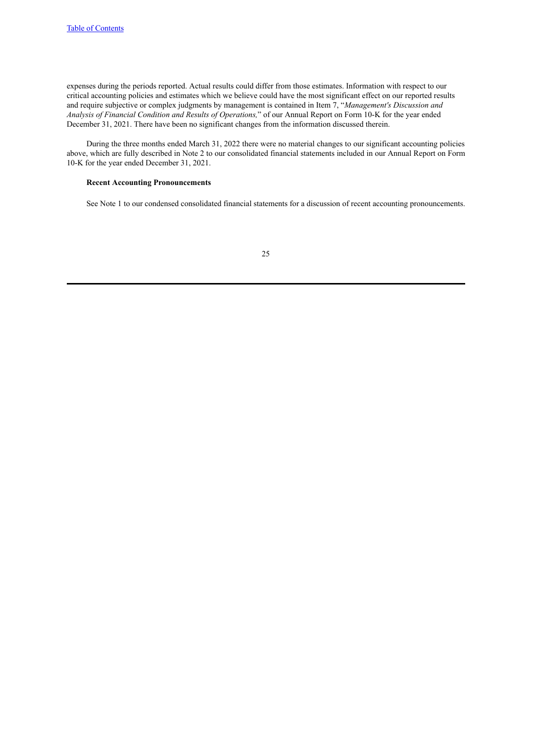expenses during the periods reported. Actual results could differ from those estimates. Information with respect to our critical accounting policies and estimates which we believe could have the most significant effect on our reported results and require subjective or complex judgments by management is contained in Item 7, "*Management's Discussion and Analysis of Financial Condition and Results of Operations,*" of our Annual Report on Form 10-K for the year ended December 31, 2021. There have been no significant changes from the information discussed therein.

During the three months ended March 31, 2022 there were no material changes to our significant accounting policies above, which are fully described in Note 2 to our consolidated financial statements included in our Annual Report on Form 10-K for the year ended December 31, 2021.

**Recent Accounting Pronouncements**

See Note 1 to our condensed consolidated financial statements for a discussion of recent accounting pronouncements.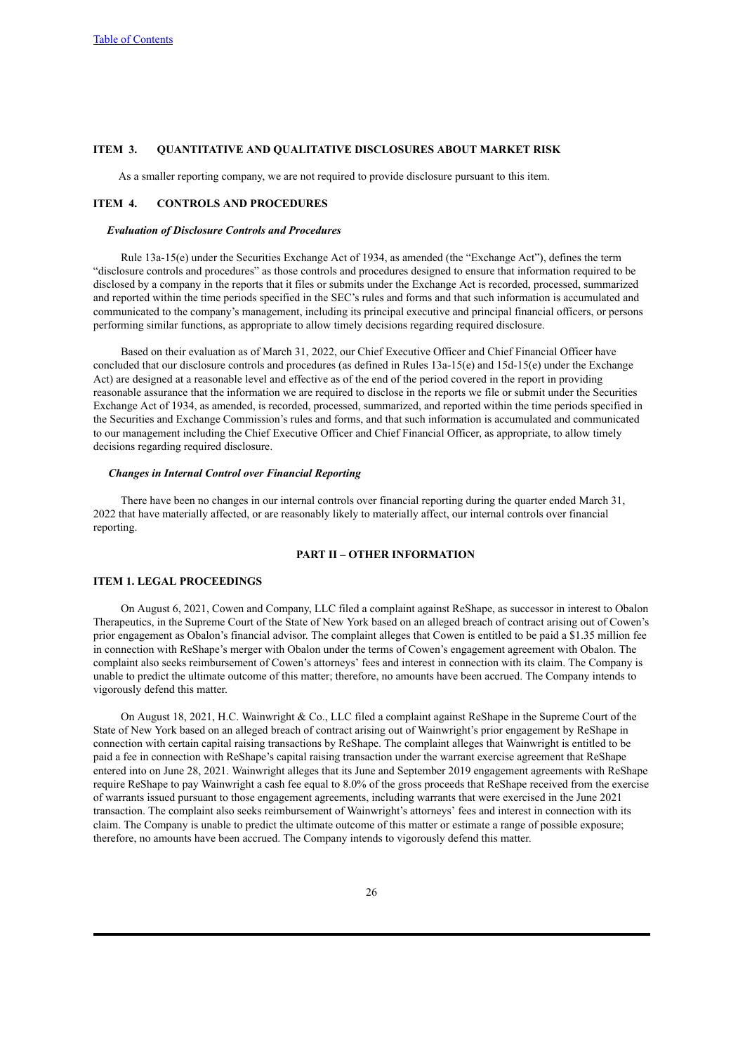## ITEM 3. QUANTITATIVE AND QUALITATIVE DISCLOSURES ABOUT MARKET RISK

As a smaller reporting company, we are not required to provide disclosure pursuant to this item.

## ITEM 4. CONTROLS AND PROCEDURES

### *Evaluation of Disclosure Controls and Procedures*

Rule 13a-15(e) under the Securities Exchange Act of 1934, as amended (the "Exchange Act"), defines the term "disclosure controls and procedures" as those controls and procedures designed to ensure that information required to be disclosed by a company in the reports that it files or submits under the Exchange Act is recorded, processed, summarized and reported within the time periods specified in the SEC's rules and forms and that such information is accumulated and communicated to the company's management, including its principal executive and principal financial officers, or persons performing similar functions, as appropriate to allow timely decisions regarding required disclosure.

Based on their evaluation as of March 31, 2022, our Chief Executive Officer and Chief Financial Officer have concluded that our disclosure controls and procedures (as defined in Rules 13a-15(e) and 15d-15(e) under the Exchange Act) are designed at a reasonable level and effective as of the end of the period covered in the report in providing reasonable assurance that the information we are required to disclose in the reports we file or submit under the Securities Exchange Act of 1934, as amended, is recorded, processed, summarized, and reported within the time periods specified in the Securities and Exchange Commission's rules and forms, and that such information is accumulated and communicated to our management including the Chief Executive Officer and Chief Financial Officer, as appropriate, to allow timely decisions regarding required disclosure.

### *Changes in Internal Control over Financial Reporting*

There have been no changes in our internal controls over financial reporting during the quarter ended March 31, 2022 that have materially affected, or are reasonably likely to materially affect, our internal controls over financial reporting.

# PART II – OTHER INFORMATION

## ITEM 1. LEGAL PROCEEDINGS

On August 6, 2021, Cowen and Company, LLC filed a complaint against ReShape, as successor in interest to Obalon Therapeutics, in the Supreme Court of the State of New York based on an alleged breach of contract arising out of Cowen's prior engagement as Obalon's financial advisor. The complaint alleges that Cowen is entitled to be paid a $1.35 million fee in connection with ReShape's merger with Obalon under the terms of Cowen's engagement agreement with Obalon. The complaint also seeks reimbursement of Cowen's attorneys' fees and interest in connection with its claim. The Company is unable to predict the ultimate outcome of this matter; therefore, no amounts have been accrued. The Company intends to vigorously defend this matter.

On August 18, 2021, H.C. Wainwright & Co., LLC filed a complaint against ReShape in the Supreme Court of the State of New York based on an alleged breach of contract arising out of Wainwright's prior engagement by ReShape in connection with certain capital raising transactions by ReShape. The complaint alleges that Wainwright is entitled to be paid a fee in connection with ReShape's capital raising transaction under the warrant exercise agreement that ReShape entered into on June 28, 2021. Wainwright alleges that its June and September 2019 engagement agreements with ReShape require ReShape to pay Wainwright a cash fee equal to 8.0% of the gross proceeds that ReShape received from the exercise of warrants issued pursuant to those engagement agreements, including warrants that were exercised in the June 2021 transaction. The complaint also seeks reimbursement of Wainwright's attorneys' fees and interest in connection with its claim. The Company is unable to predict the ultimate outcome of this matter or estimate a range of possible exposure; therefore, no amounts have been accrued. The Company intends to vigorously defend this matter.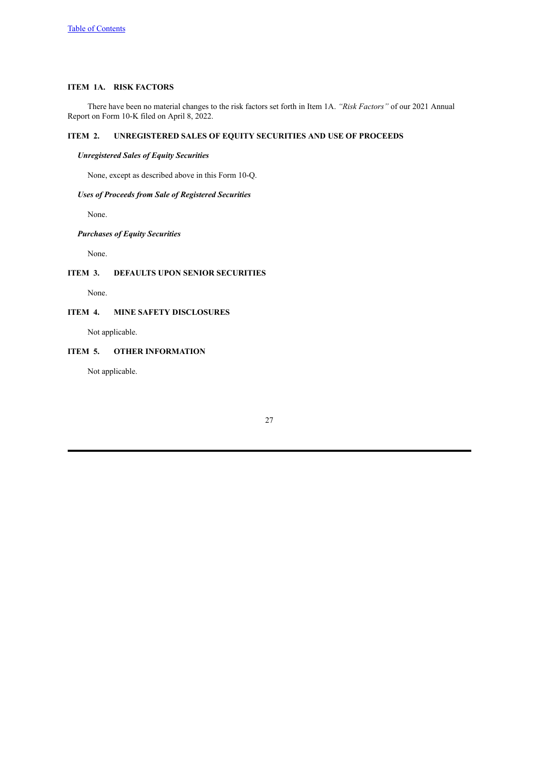## ITEM 1A. RISK FACTORS

There have been no material changes to the risk factors set forth in Item 1A. *"Risk Factors"* of our 2021 Annual Report on Form 10-K filed on April 8, 2022.

## ITEM 2. UNREGISTERED SALES OF EQUITY SECURITIES AND USE OF PROCEEDS

### *Unregistered Sales of Equity Securities*

None, except as described above in this Form 10-Q.

### *Uses of Proceeds from Sale of Registered Securities*

None.

### *Purchases of Equity Securities*

None.

## ITEM 3. DEFAULTS UPON SENIOR SECURITIES

None.

## ITEM 4. MINE SAFETY DISCLOSURES

Not applicable.

## ITEM 5. OTHER INFORMATION

Not applicable.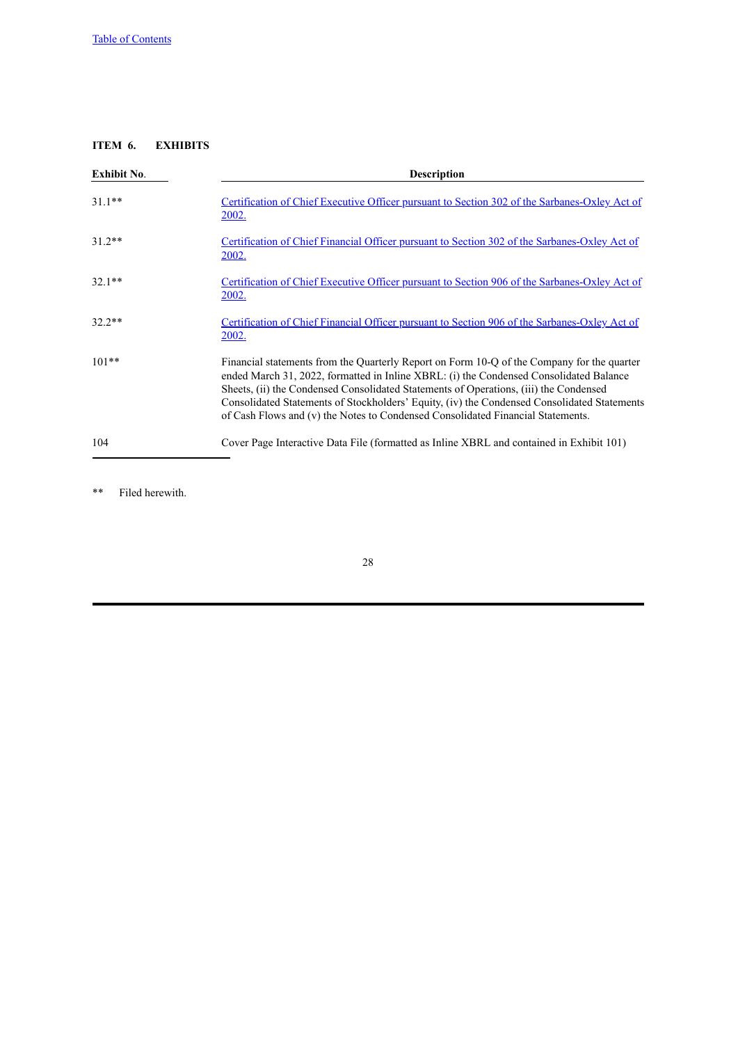## ITEM 6. EXHIBITS

| Exhibit No. | Description |
|---|---|
| 31.1** | Certification of Chief Executive Officer pursuant to Section 302 of the Sarbanes-Oxley Act of 2002. |
| 31.2** | Certification of Chief Financial Officer pursuant to Section 302 of the Sarbanes-Oxley Act of 2002. |
| 32.1** | Certification of Chief Executive Officer pursuant to Section 906 of the Sarbanes-Oxley Act of 2002. |
| 32.2** | Certification of Chief Financial Officer pursuant to Section 906 of the Sarbanes-Oxley Act of 2002. |
| 101** | Financial statements from the Quarterly Report on Form 10-Q of the Company for the quarter ended March 31, 2022, formatted in Inline XBRL: (i) the Condensed Consolidated Balance Sheets, (ii) the Condensed Consolidated Statements of Operations, (iii) the Condensed Consolidated Statements of Stockholders' Equity, (iv) the Condensed Consolidated Statements of Cash Flows and (v) the Notes to Condensed Consolidated Financial Statements. |
| 104 | Cover Page Interactive Data File (formatted as Inline XBRL and contained in Exhibit 101) |

** Filed herewith.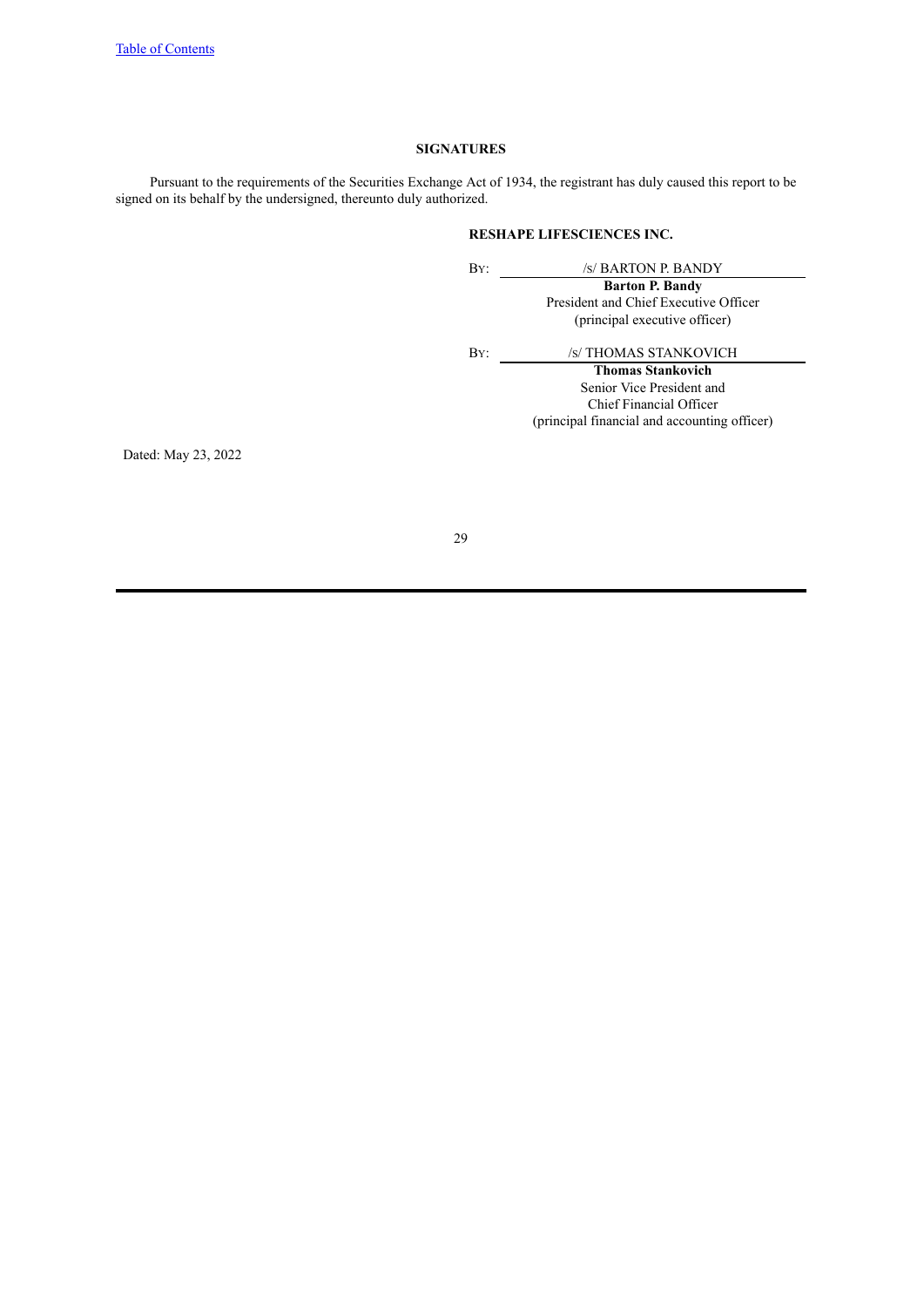## SIGNATURES

Pursuant to the requirements of the Securities Exchange Act of 1934, the registrant has duly caused this report to be signed on its behalf by the undersigned, thereunto duly authorized.

**RESHAPE LIFESCIENCES INC.**

By: /s/ BARTON P. BANDY

**Barton P. Bandy**
President and Chief Executive Officer
(principal executive officer)

By: /s/ THOMAS STANKOVICH

**Thomas Stankovich**
Senior Vice President and
Chief Financial Officer
(principal financial and accounting officer)

Dated: May 23, 2022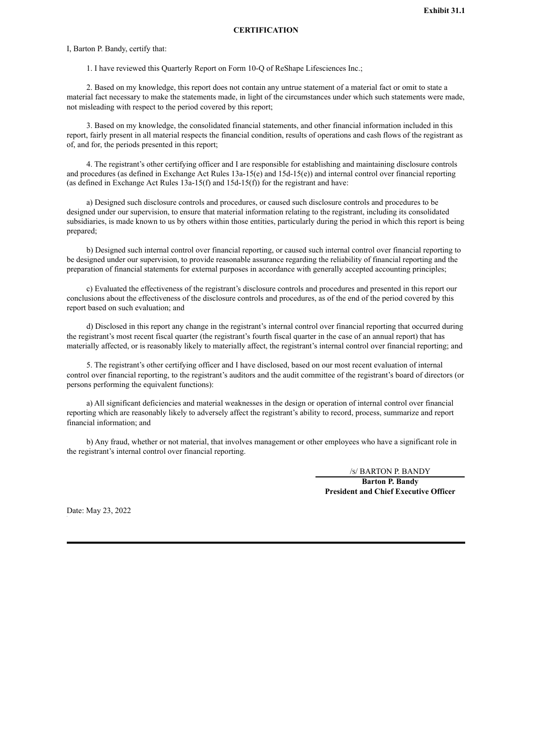**Exhibit 31.1**

**CERTIFICATION**

I, Barton P. Bandy, certify that:

1. I have reviewed this Quarterly Report on Form 10-Q of ReShape Lifesciences Inc.;

2. Based on my knowledge, this report does not contain any untrue statement of a material fact or omit to state a material fact necessary to make the statements made, in light of the circumstances under which such statements were made, not misleading with respect to the period covered by this report;

3. Based on my knowledge, the consolidated financial statements, and other financial information included in this report, fairly present in all material respects the financial condition, results of operations and cash flows of the registrant as of, and for, the periods presented in this report;

4. The registrant's other certifying officer and I are responsible for establishing and maintaining disclosure controls and procedures (as defined in Exchange Act Rules 13a-15(e) and 15d-15(e)) and internal control over financial reporting (as defined in Exchange Act Rules 13a-15(f) and 15d-15(f)) for the registrant and have:

a) Designed such disclosure controls and procedures, or caused such disclosure controls and procedures to be designed under our supervision, to ensure that material information relating to the registrant, including its consolidated subsidiaries, is made known to us by others within those entities, particularly during the period in which this report is being prepared;

b) Designed such internal control over financial reporting, or caused such internal control over financial reporting to be designed under our supervision, to provide reasonable assurance regarding the reliability of financial reporting and the preparation of financial statements for external purposes in accordance with generally accepted accounting principles;

c) Evaluated the effectiveness of the registrant's disclosure controls and procedures and presented in this report our conclusions about the effectiveness of the disclosure controls and procedures, as of the end of the period covered by this report based on such evaluation; and

d) Disclosed in this report any change in the registrant's internal control over financial reporting that occurred during the registrant's most recent fiscal quarter (the registrant's fourth fiscal quarter in the case of an annual report) that has materially affected, or is reasonably likely to materially affect, the registrant's internal control over financial reporting; and

5. The registrant's other certifying officer and I have disclosed, based on our most recent evaluation of internal control over financial reporting, to the registrant's auditors and the audit committee of the registrant's board of directors (or persons performing the equivalent functions):

a) All significant deficiencies and material weaknesses in the design or operation of internal control over financial reporting which are reasonably likely to adversely affect the registrant's ability to record, process, summarize and report financial information; and

b) Any fraud, whether or not material, that involves management or other employees who have a significant role in the registrant's internal control over financial reporting.

/s/ BARTON P. BANDY

**Barton P. Bandy**
**President and Chief Executive Officer**

Date: May 23, 2022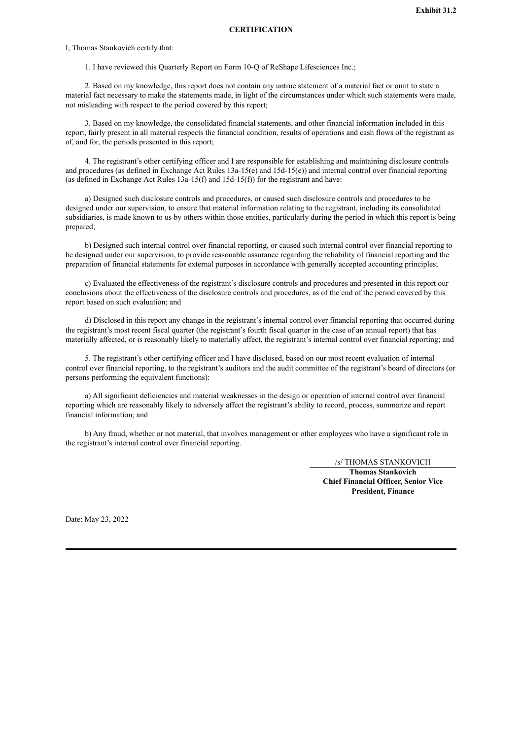**Exhibit 31.2**

**CERTIFICATION**

I, Thomas Stankovich certify that:

1. I have reviewed this Quarterly Report on Form 10-Q of ReShape Lifesciences Inc.;

2. Based on my knowledge, this report does not contain any untrue statement of a material fact or omit to state a material fact necessary to make the statements made, in light of the circumstances under which such statements were made, not misleading with respect to the period covered by this report;

3. Based on my knowledge, the consolidated financial statements, and other financial information included in this report, fairly present in all material respects the financial condition, results of operations and cash flows of the registrant as of, and for, the periods presented in this report;

4. The registrant's other certifying officer and I are responsible for establishing and maintaining disclosure controls and procedures (as defined in Exchange Act Rules 13a-15(e) and 15d-15(e)) and internal control over financial reporting (as defined in Exchange Act Rules 13a-15(f) and 15d-15(f)) for the registrant and have:

a) Designed such disclosure controls and procedures, or caused such disclosure controls and procedures to be designed under our supervision, to ensure that material information relating to the registrant, including its consolidated subsidiaries, is made known to us by others within those entities, particularly during the period in which this report is being prepared;

b) Designed such internal control over financial reporting, or caused such internal control over financial reporting to be designed under our supervision, to provide reasonable assurance regarding the reliability of financial reporting and the preparation of financial statements for external purposes in accordance with generally accepted accounting principles;

c) Evaluated the effectiveness of the registrant's disclosure controls and procedures and presented in this report our conclusions about the effectiveness of the disclosure controls and procedures, as of the end of the period covered by this report based on such evaluation; and

d) Disclosed in this report any change in the registrant's internal control over financial reporting that occurred during the registrant's most recent fiscal quarter (the registrant's fourth fiscal quarter in the case of an annual report) that has materially affected, or is reasonably likely to materially affect, the registrant's internal control over financial reporting; and

5. The registrant's other certifying officer and I have disclosed, based on our most recent evaluation of internal control over financial reporting, to the registrant's auditors and the audit committee of the registrant's board of directors (or persons performing the equivalent functions):

a) All significant deficiencies and material weaknesses in the design or operation of internal control over financial reporting which are reasonably likely to adversely affect the registrant's ability to record, process, summarize and report financial information; and

b) Any fraud, whether or not material, that involves management or other employees who have a significant role in the registrant's internal control over financial reporting.

/s/ THOMAS STANKOVICH

**Thomas Stankovich**
**Chief Financial Officer, Senior Vice President, Finance**

Date: May 23, 2022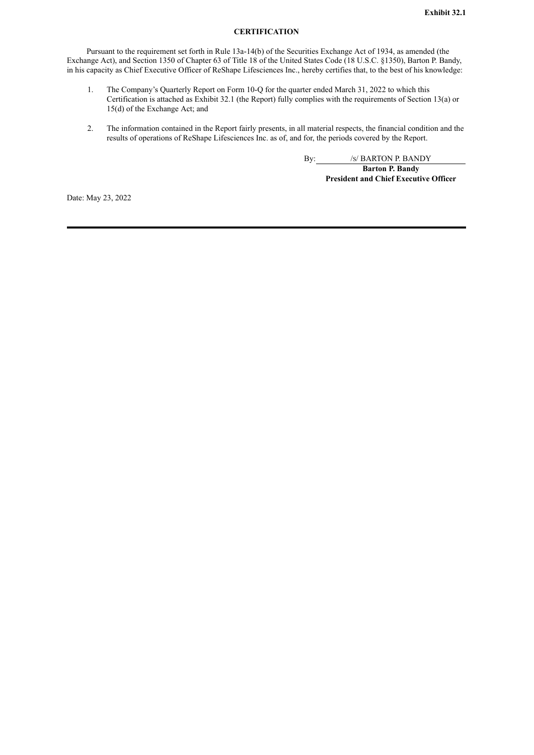**Exhibit 32.1**

**CERTIFICATION**

Pursuant to the requirement set forth in Rule 13a-14(b) of the Securities Exchange Act of 1934, as amended (the Exchange Act), and Section 1350 of Chapter 63 of Title 18 of the United States Code (18 U.S.C. §1350), Barton P. Bandy, in his capacity as Chief Executive Officer of ReShape Lifesciences Inc., hereby certifies that, to the best of his knowledge:

1. The Company's Quarterly Report on Form 10-Q for the quarter ended March 31, 2022 to which this Certification is attached as Exhibit 32.1 (the Report) fully complies with the requirements of Section 13(a) or 15(d) of the Exchange Act; and

2. The information contained in the Report fairly presents, in all material respects, the financial condition and the results of operations of ReShape Lifesciences Inc. as of, and for, the periods covered by the Report.

By: /s/ BARTON P. BANDY

**Barton P. Bandy**
**President and Chief Executive Officer**

Date: May 23, 2022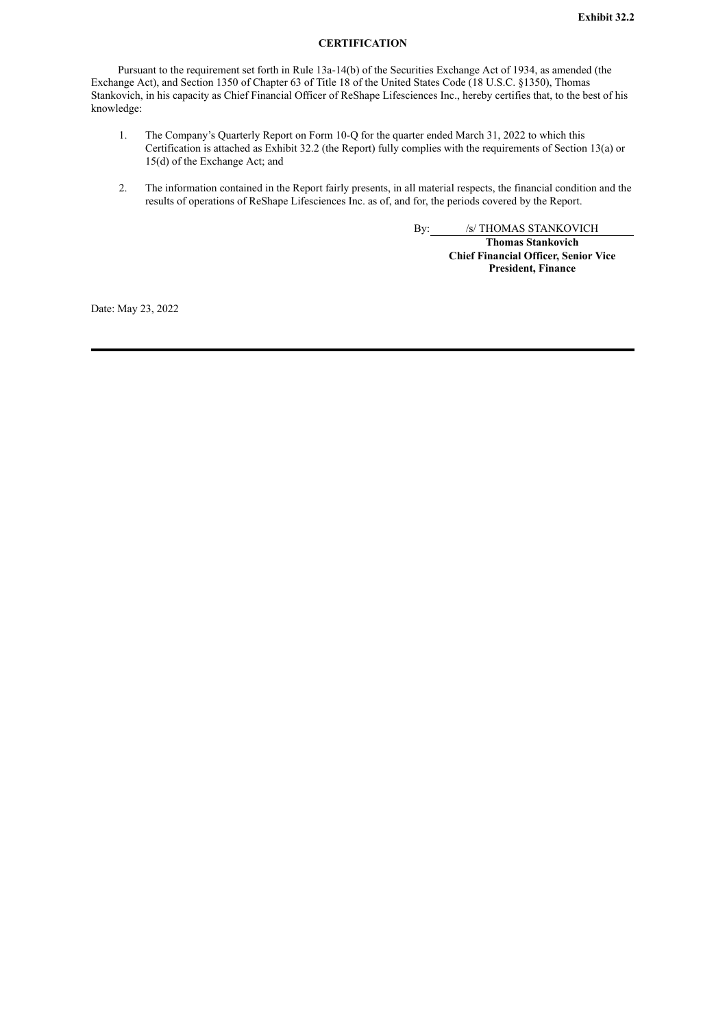**Exhibit 32.2**

**CERTIFICATION**

Pursuant to the requirement set forth in Rule 13a-14(b) of the Securities Exchange Act of 1934, as amended (the Exchange Act), and Section 1350 of Chapter 63 of Title 18 of the United States Code (18 U.S.C. §1350), Thomas Stankovich, in his capacity as Chief Financial Officer of ReShape Lifesciences Inc., hereby certifies that, to the best of his knowledge:

1. The Company's Quarterly Report on Form 10-Q for the quarter ended March 31, 2022 to which this Certification is attached as Exhibit 32.2 (the Report) fully complies with the requirements of Section 13(a) or 15(d) of the Exchange Act; and

2. The information contained in the Report fairly presents, in all material respects, the financial condition and the results of operations of ReShape Lifesciences Inc. as of, and for, the periods covered by the Report.

By: /s/ THOMAS STANKOVICH

**Thomas Stankovich**
**Chief Financial Officer, Senior Vice President, Finance**

Date: May 23, 2022